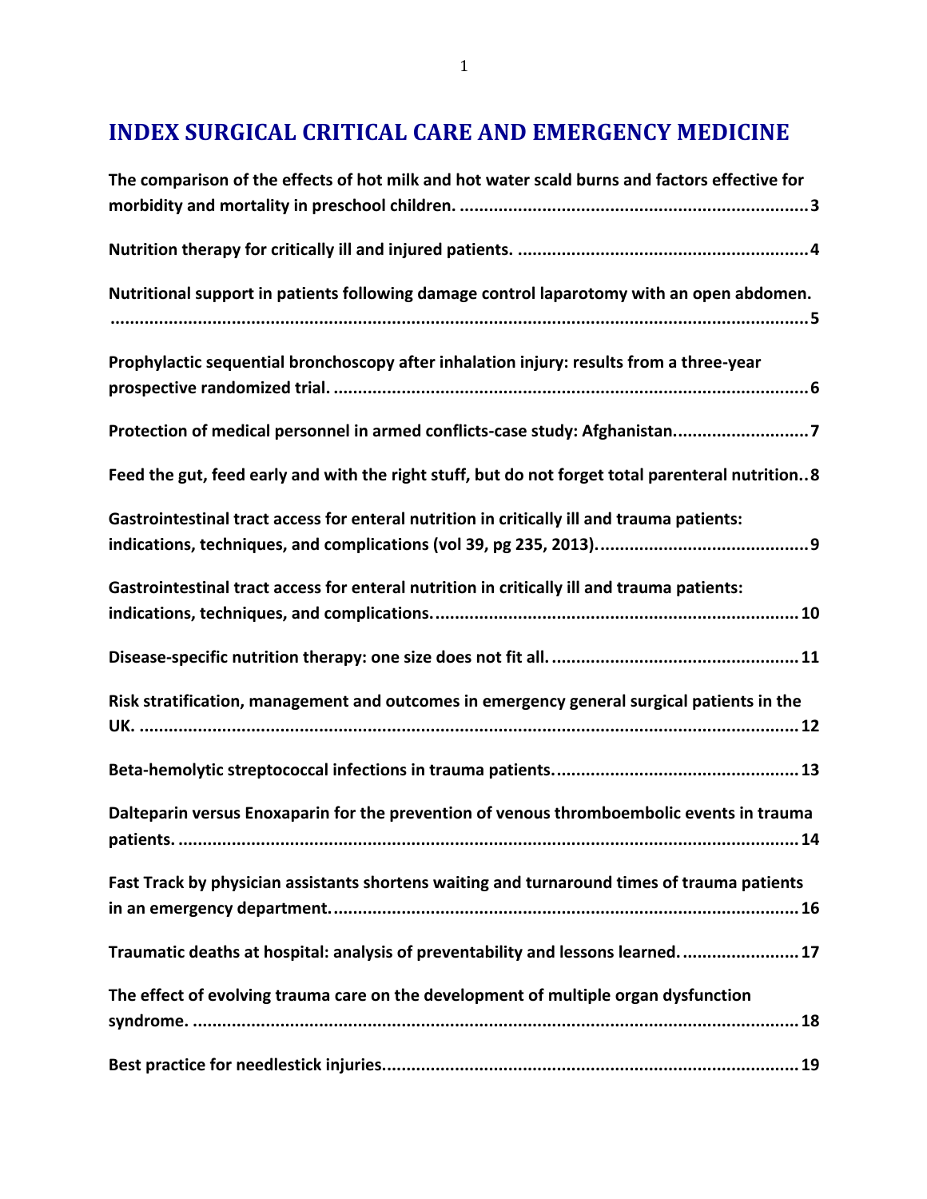# INDEX SURGICAL CRITICAL CARE AND EMERGENCY MEDICINE

**The comparison of the effects of hot milk and hot water scald burns and factors effective for morbidity and mortality in preschool children. ........................................................................ 3**

**Nutrition therapy for critically ill and injured patients. ............................................................ 4**

**Nutritional support in patients following damage control laparotomy with an open abdomen. ................................................................................................................................................ 5**

**Prophylactic sequential bronchoscopy after inhalation injury: results from a three-year prospective randomized trial. ................................................................................................... 6**

**Protection of medical personnel in armed conflicts-case study: Afghanistan. .......................... 7**

**Feed the gut, feed early and with the right stuff, but do not forget total parenteral nutrition.. 8**

**Gastrointestinal tract access for enteral nutrition in critically ill and trauma patients: indications, techniques, and complications (vol 39, pg 235, 2013). ........................................... 9**

**Gastrointestinal tract access for enteral nutrition in critically ill and trauma patients: indications, techniques, and complications. .......................................................................... 10**

**Disease-specific nutrition therapy: one size does not fit all. ................................................... 11**

**Risk stratification, management and outcomes in emergency general surgical patients in the UK. ........................................................................................................................................ 12**

**Beta-hemolytic streptococcal infections in trauma patients. .................................................. 13**

**Dalteparin versus Enoxaparin for the prevention of venous thromboembolic events in trauma patients. ................................................................................................................................ 14**

**Fast Track by physician assistants shortens waiting and turnaround times of trauma patients in an emergency department. ................................................................................................ 16**

**Traumatic deaths at hospital: analysis of preventability and lessons learned. ........................ 17**

**The effect of evolving trauma care on the development of multiple organ dysfunction syndrome. ............................................................................................................................ 18**

**Best practice for needlestick injuries. ..................................................................................... 19**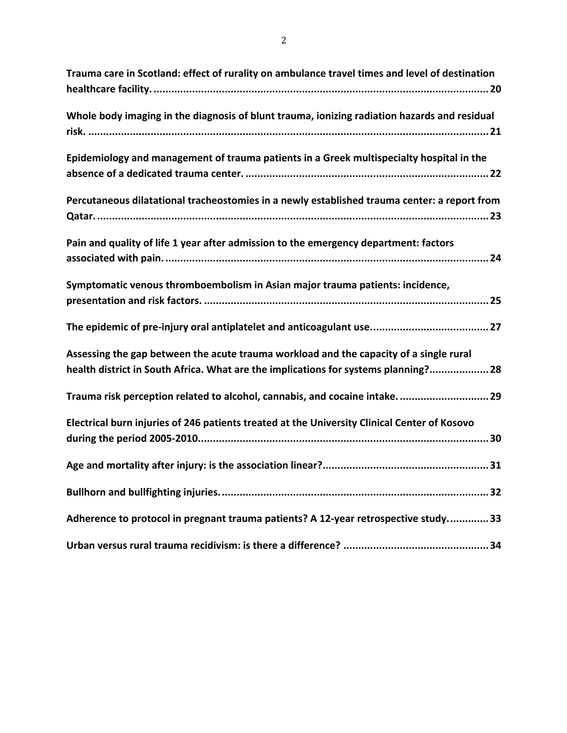**Trauma care in Scotland: effect of rurality on ambulance travel times and level of destination healthcare facility.** ........ 20

**Whole body imaging in the diagnosis of blunt trauma, ionizing radiation hazards and residual risk.** ........ 21

**Epidemiology and management of trauma patients in a Greek multispecialty hospital in the absence of a dedicated trauma center.** ........ 22

**Percutaneous dilatational tracheostomies in a newly established trauma center: a report from Qatar.** ........ 23

**Pain and quality of life 1 year after admission to the emergency department: factors associated with pain.** ........ 24

**Symptomatic venous thromboembolism in Asian major trauma patients: incidence, presentation and risk factors.** ........ 25

**The epidemic of pre-injury oral antiplatelet and anticoagulant use.** ........ 27

**Assessing the gap between the acute trauma workload and the capacity of a single rural health district in South Africa. What are the implications for systems planning?** ........ 28

**Trauma risk perception related to alcohol, cannabis, and cocaine intake.** ........ 29

**Electrical burn injuries of 246 patients treated at the University Clinical Center of Kosovo during the period 2005-2010.** ........ 30

**Age and mortality after injury: is the association linear?** ........ 31

**Bullhorn and bullfighting injuries.** ........ 32

**Adherence to protocol in pregnant trauma patients? A 12-year retrospective study.** ........ 33

**Urban versus rural trauma recidivism: is there a difference?** ........ 34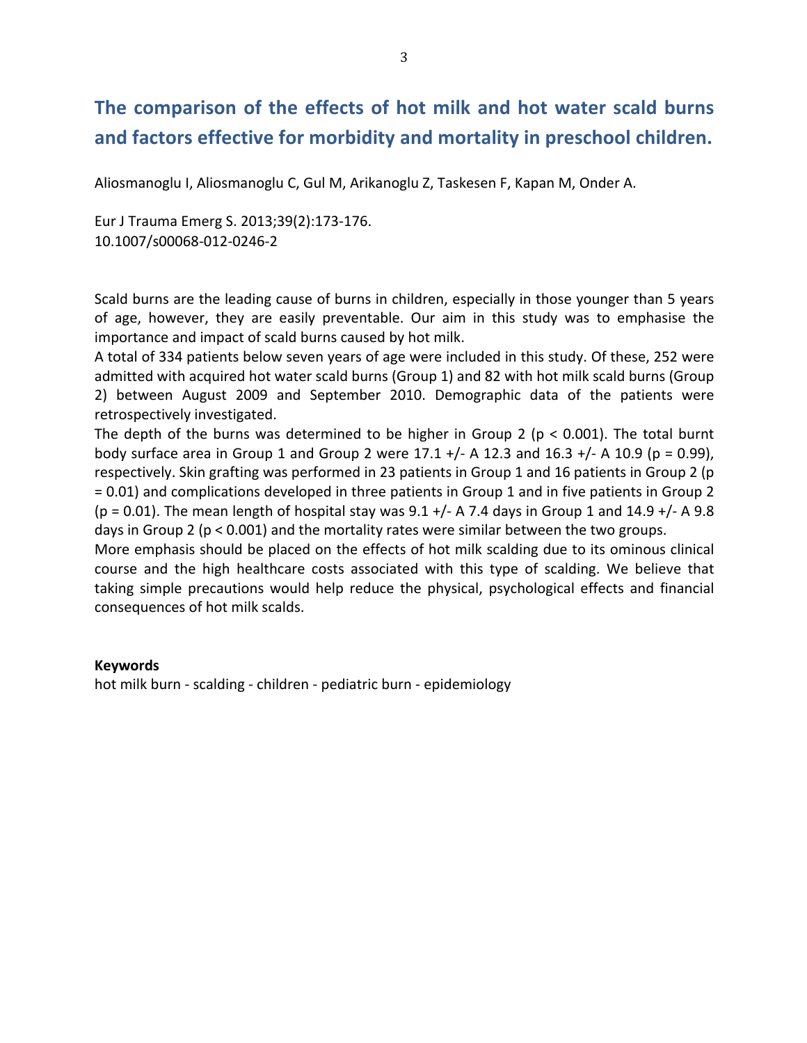## The comparison of the effects of hot milk and hot water scald burns and factors effective for morbidity and mortality in preschool children.

Aliosmanoglu I, Aliosmanoglu C, Gul M, Arikanoglu Z, Taskesen F, Kapan M, Onder A.

Eur J Trauma Emerg S. 2013;39(2):173-176.
10.1007/s00068-012-0246-2

Scald burns are the leading cause of burns in children, especially in those younger than 5 years of age, however, they are easily preventable. Our aim in this study was to emphasise the importance and impact of scald burns caused by hot milk.

A total of 334 patients below seven years of age were included in this study. Of these, 252 were admitted with acquired hot water scald burns (Group 1) and 82 with hot milk scald burns (Group 2) between August 2009 and September 2010. Demographic data of the patients were retrospectively investigated.

The depth of the burns was determined to be higher in Group 2 ($p < 0.001$). The total burnt body surface area in Group 1 and Group 2 were 17.1 +/- A 12.3 and 16.3 +/- A 10.9 ($p = 0.99$), respectively. Skin grafting was performed in 23 patients in Group 1 and 16 patients in Group 2 ($p = 0.01$) and complications developed in three patients in Group 1 and in five patients in Group 2 ($p = 0.01$). The mean length of hospital stay was 9.1 +/- A 7.4 days in Group 1 and 14.9 +/- A 9.8 days in Group 2 ($p < 0.001$) and the mortality rates were similar between the two groups.

More emphasis should be placed on the effects of hot milk scalding due to its ominous clinical course and the high healthcare costs associated with this type of scalding. We believe that taking simple precautions would help reduce the physical, psychological effects and financial consequences of hot milk scalds.

**Keywords**
hot milk burn - scalding - children - pediatric burn - epidemiology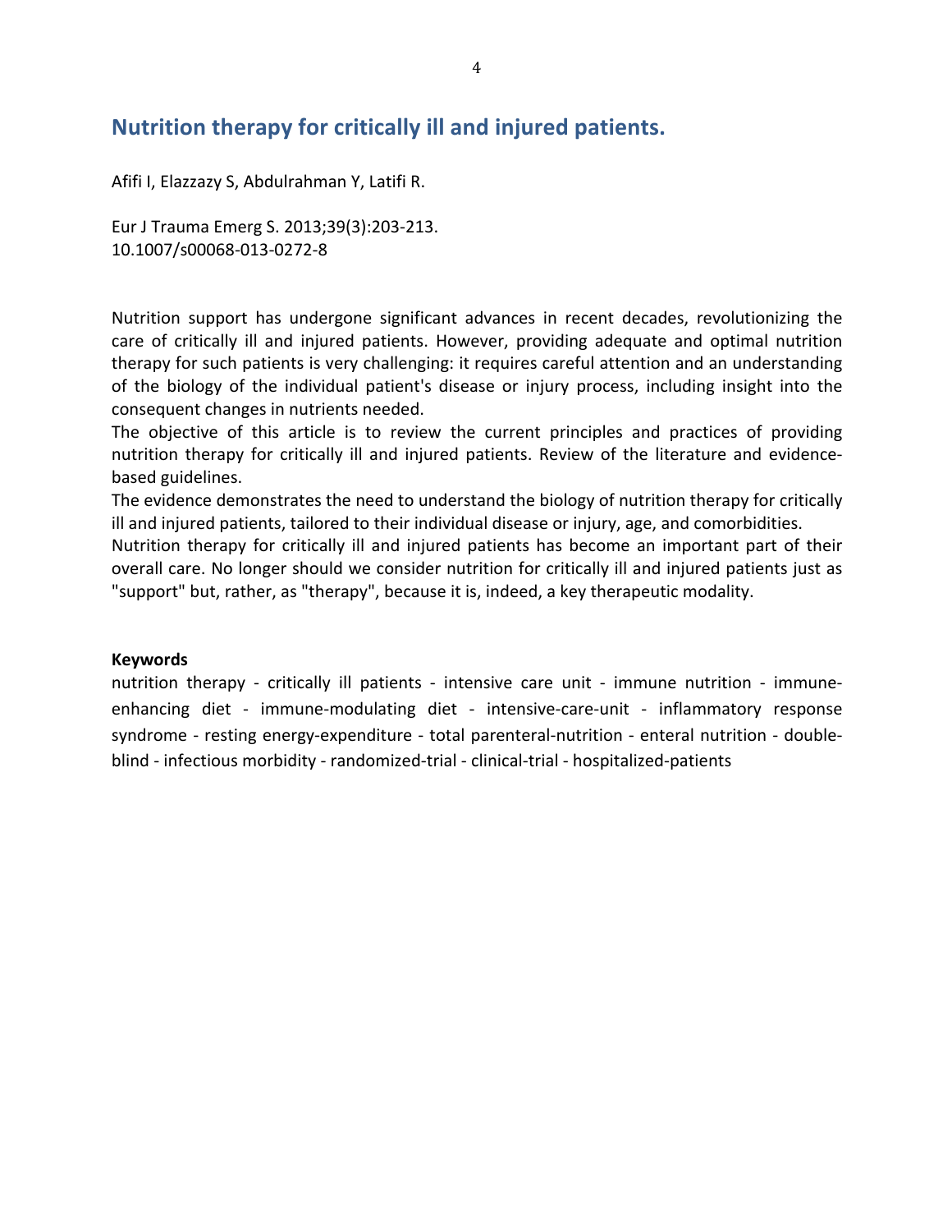## Nutrition therapy for critically ill and injured patients.

Afifi I, Elazzazy S, Abdulrahman Y, Latifi R.

Eur J Trauma Emerg S. 2013;39(3):203-213.
10.1007/s00068-013-0272-8

Nutrition support has undergone significant advances in recent decades, revolutionizing the care of critically ill and injured patients. However, providing adequate and optimal nutrition therapy for such patients is very challenging: it requires careful attention and an understanding of the biology of the individual patient's disease or injury process, including insight into the consequent changes in nutrients needed.
The objective of this article is to review the current principles and practices of providing nutrition therapy for critically ill and injured patients. Review of the literature and evidence-based guidelines.
The evidence demonstrates the need to understand the biology of nutrition therapy for critically ill and injured patients, tailored to their individual disease or injury, age, and comorbidities.
Nutrition therapy for critically ill and injured patients has become an important part of their overall care. No longer should we consider nutrition for critically ill and injured patients just as "support" but, rather, as "therapy", because it is, indeed, a key therapeutic modality.

**Keywords**

nutrition therapy - critically ill patients - intensive care unit - immune nutrition - immune-enhancing diet - immune-modulating diet - intensive-care-unit - inflammatory response syndrome - resting energy-expenditure - total parenteral-nutrition - enteral nutrition - double-blind - infectious morbidity - randomized-trial - clinical-trial - hospitalized-patients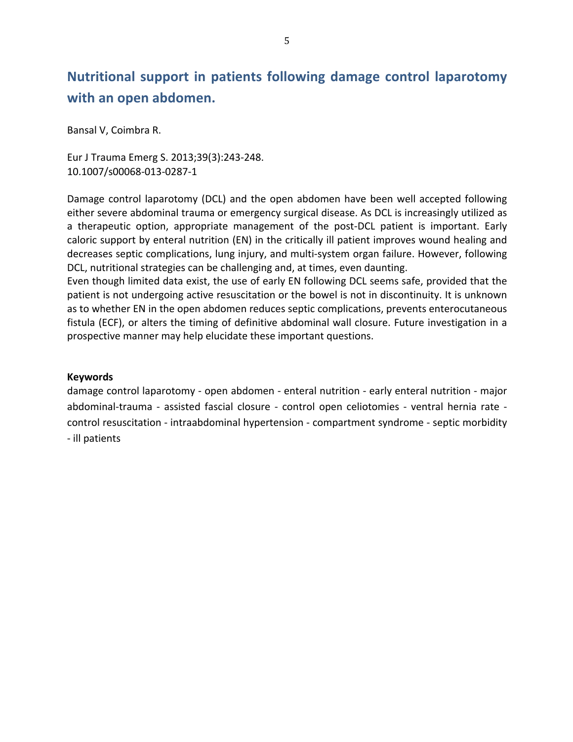## Nutritional support in patients following damage control laparotomy with an open abdomen.

Bansal V, Coimbra R.

Eur J Trauma Emerg S. 2013;39(3):243-248.
10.1007/s00068-013-0287-1

Damage control laparotomy (DCL) and the open abdomen have been well accepted following either severe abdominal trauma or emergency surgical disease. As DCL is increasingly utilized as a therapeutic option, appropriate management of the post-DCL patient is important. Early caloric support by enteral nutrition (EN) in the critically ill patient improves wound healing and decreases septic complications, lung injury, and multi-system organ failure. However, following DCL, nutritional strategies can be challenging and, at times, even daunting.

Even though limited data exist, the use of early EN following DCL seems safe, provided that the patient is not undergoing active resuscitation or the bowel is not in discontinuity. It is unknown as to whether EN in the open abdomen reduces septic complications, prevents enterocutaneous fistula (ECF), or alters the timing of definitive abdominal wall closure. Future investigation in a prospective manner may help elucidate these important questions.

**Keywords**

damage control laparotomy - open abdomen - enteral nutrition - early enteral nutrition - major abdominal-trauma - assisted fascial closure - control open celiotomies - ventral hernia rate - control resuscitation - intraabdominal hypertension - compartment syndrome - septic morbidity - ill patients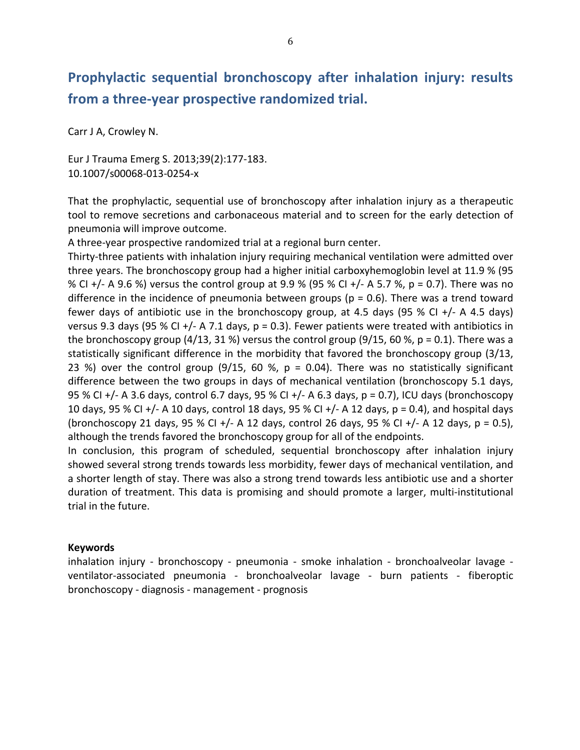## Prophylactic sequential bronchoscopy after inhalation injury: results from a three-year prospective randomized trial.

Carr J A, Crowley N.

Eur J Trauma Emerg S. 2013;39(2):177-183.
10.1007/s00068-013-0254-x

That the prophylactic, sequential use of bronchoscopy after inhalation injury as a therapeutic tool to remove secretions and carbonaceous material and to screen for the early detection of pneumonia will improve outcome.

A three-year prospective randomized trial at a regional burn center.

Thirty-three patients with inhalation injury requiring mechanical ventilation were admitted over three years. The bronchoscopy group had a higher initial carboxyhemoglobin level at 11.9 % (95 % CI +/- A 9.6 %) versus the control group at 9.9 % (95 % CI +/- A 5.7 %, p = 0.7). There was no difference in the incidence of pneumonia between groups (p = 0.6). There was a trend toward fewer days of antibiotic use in the bronchoscopy group, at 4.5 days (95 % CI +/- A 4.5 days) versus 9.3 days (95 % CI +/- A 7.1 days, p = 0.3). Fewer patients were treated with antibiotics in the bronchoscopy group (4/13, 31 %) versus the control group (9/15, 60 %, p = 0.1). There was a statistically significant difference in the morbidity that favored the bronchoscopy group (3/13, 23 %) over the control group (9/15, 60 %, p = 0.04). There was no statistically significant difference between the two groups in days of mechanical ventilation (bronchoscopy 5.1 days, 95 % CI +/- A 3.6 days, control 6.7 days, 95 % CI +/- A 6.3 days, p = 0.7), ICU days (bronchoscopy 10 days, 95 % CI +/- A 10 days, control 18 days, 95 % CI +/- A 12 days, p = 0.4), and hospital days (bronchoscopy 21 days, 95 % CI +/- A 12 days, control 26 days, 95 % CI +/- A 12 days, p = 0.5), although the trends favored the bronchoscopy group for all of the endpoints.

In conclusion, this program of scheduled, sequential bronchoscopy after inhalation injury showed several strong trends towards less morbidity, fewer days of mechanical ventilation, and a shorter length of stay. There was also a strong trend towards less antibiotic use and a shorter duration of treatment. This data is promising and should promote a larger, multi-institutional trial in the future.

**Keywords**

inhalation injury - bronchoscopy - pneumonia - smoke inhalation - bronchoalveolar lavage - ventilator-associated pneumonia - bronchoalveolar lavage - burn patients - fiberoptic bronchoscopy - diagnosis - management - prognosis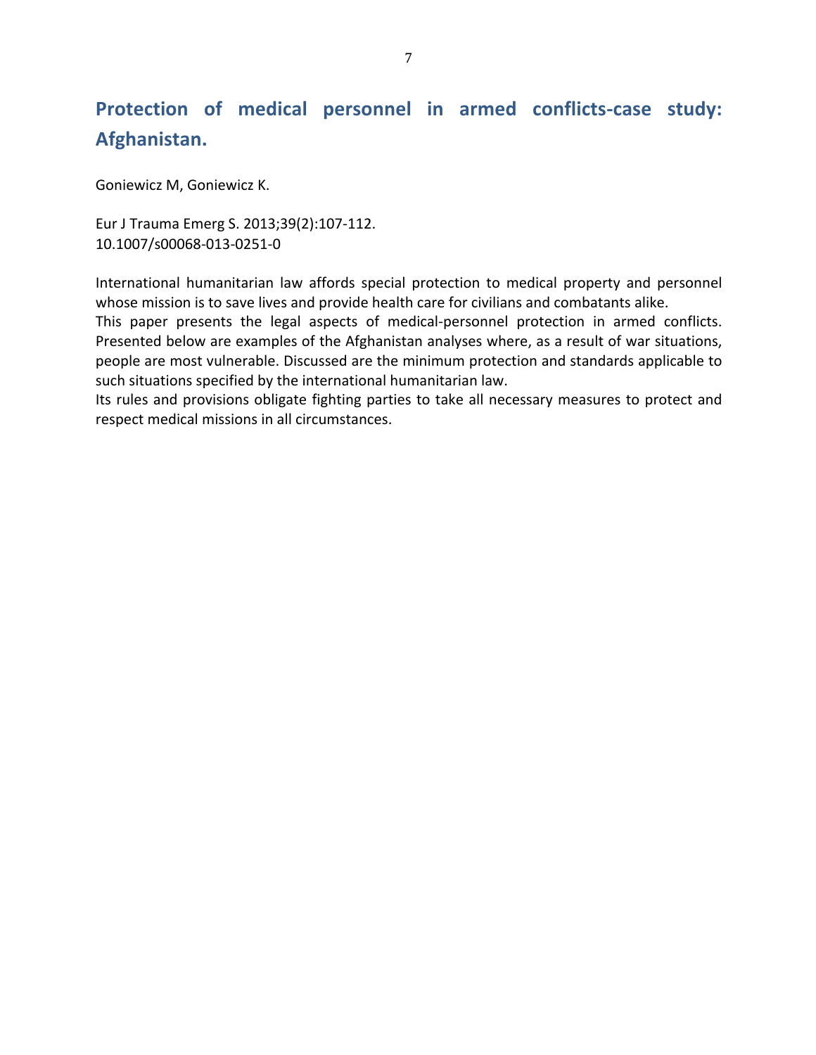## Protection of medical personnel in armed conflicts-case study: Afghanistan.

Goniewicz M, Goniewicz K.

Eur J Trauma Emerg S. 2013;39(2):107-112.
10.1007/s00068-013-0251-0

International humanitarian law affords special protection to medical property and personnel whose mission is to save lives and provide health care for civilians and combatants alike.
This paper presents the legal aspects of medical-personnel protection in armed conflicts. Presented below are examples of the Afghanistan analyses where, as a result of war situations, people are most vulnerable. Discussed are the minimum protection and standards applicable to such situations specified by the international humanitarian law.
Its rules and provisions obligate fighting parties to take all necessary measures to protect and respect medical missions in all circumstances.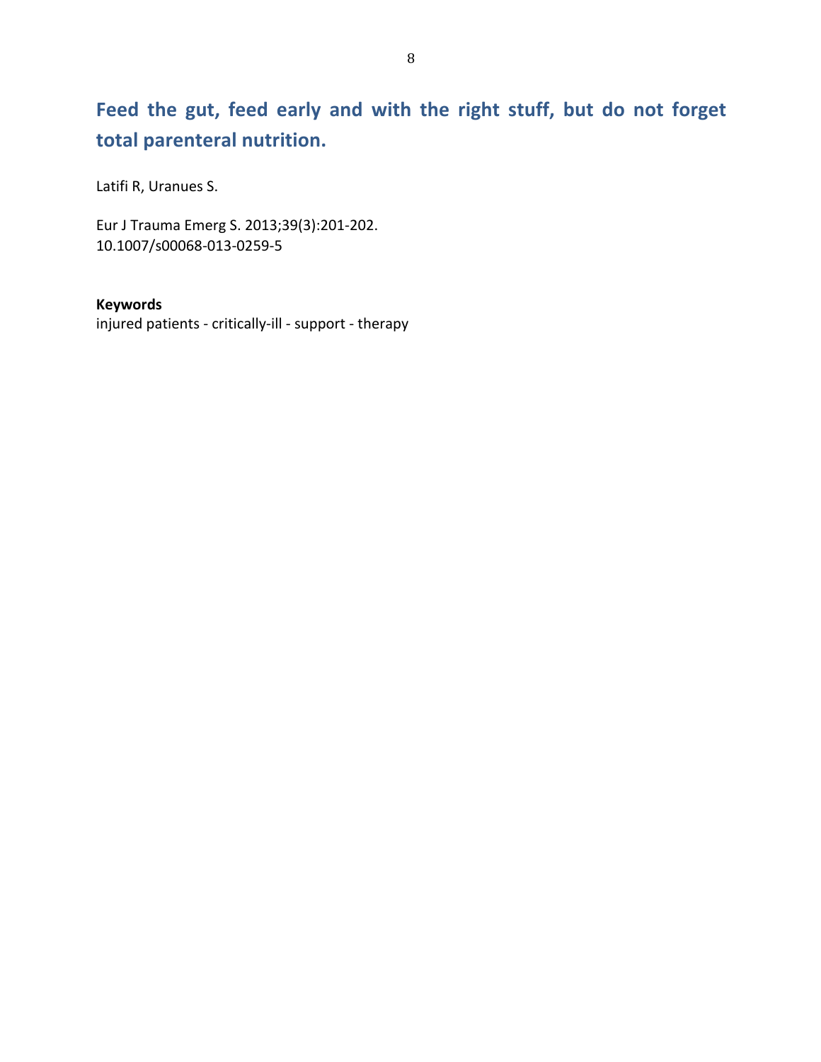## Feed the gut, feed early and with the right stuff, but do not forget total parenteral nutrition.

Latifi R, Uranues S.

Eur J Trauma Emerg S. 2013;39(3):201-202.
10.1007/s00068-013-0259-5

**Keywords**
injured patients - critically-ill - support - therapy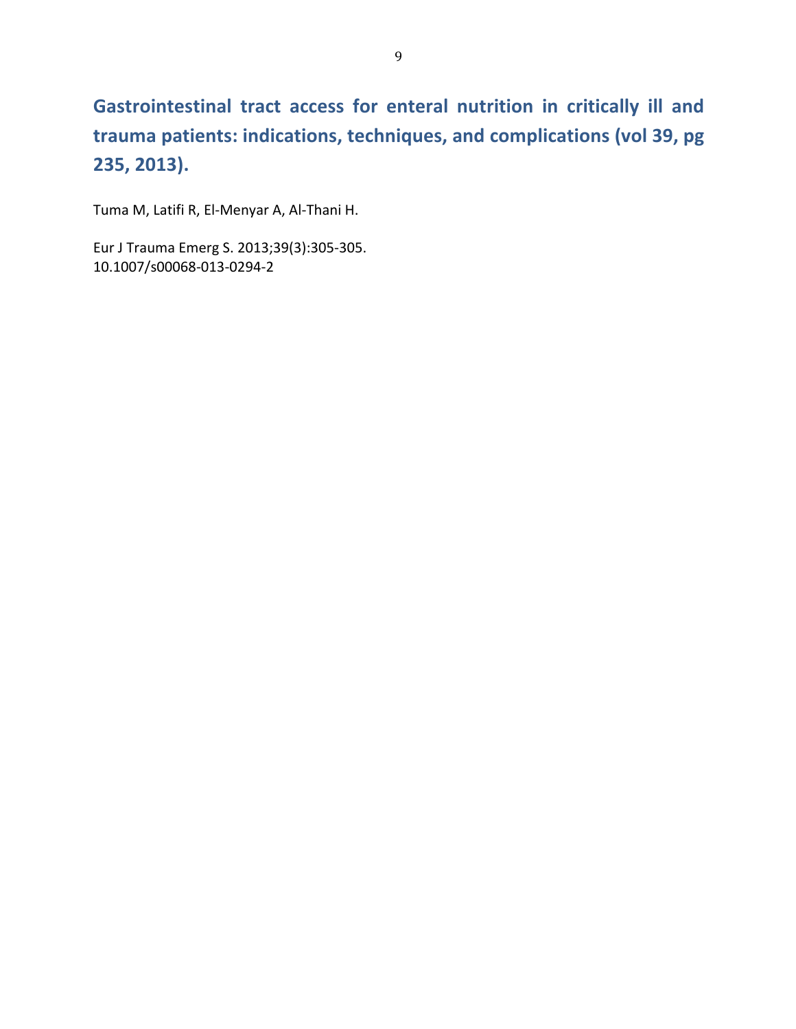## Gastrointestinal tract access for enteral nutrition in critically ill and trauma patients: indications, techniques, and complications (vol 39, pg 235, 2013).

Tuma M, Latifi R, El-Menyar A, Al-Thani H.

Eur J Trauma Emerg S. 2013;39(3):305-305.
10.1007/s00068-013-0294-2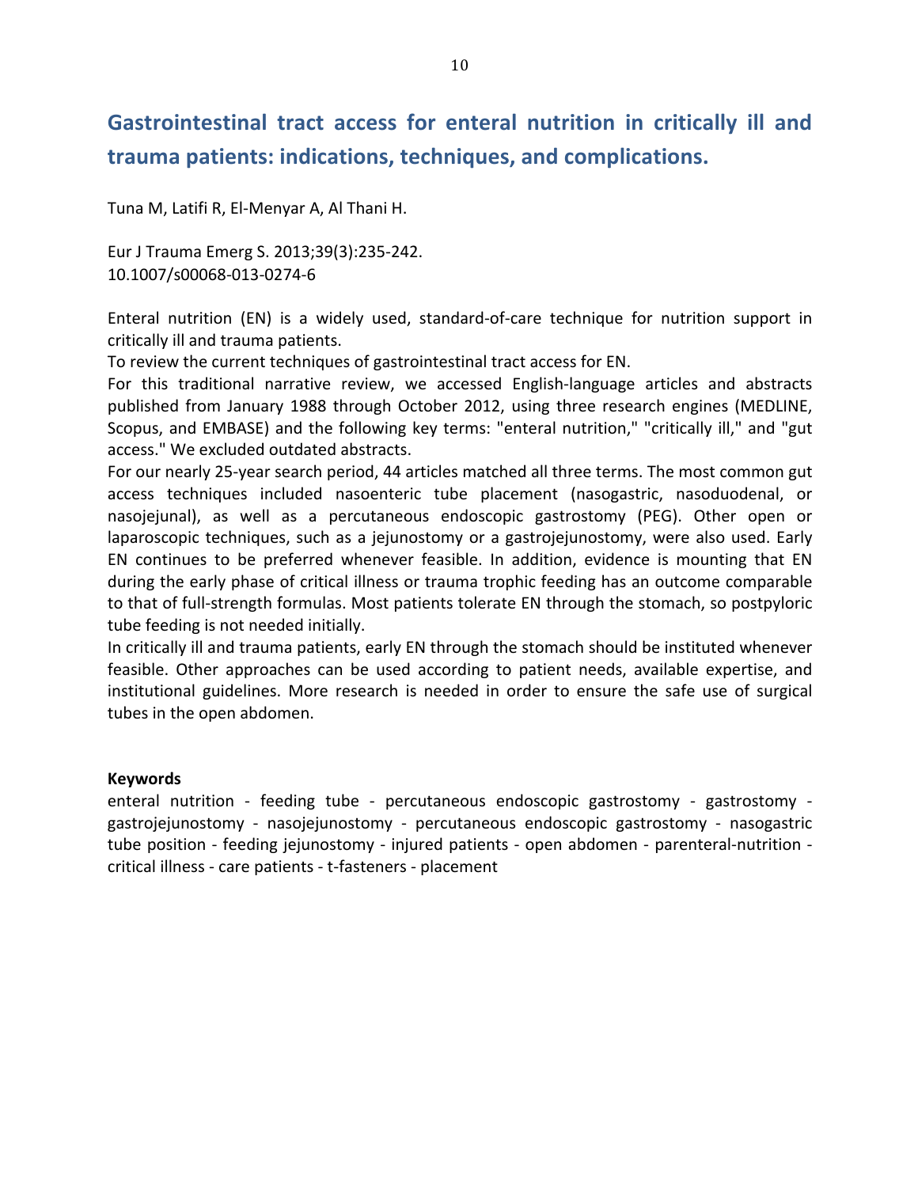## Gastrointestinal tract access for enteral nutrition in critically ill and trauma patients: indications, techniques, and complications.

Tuna M, Latifi R, El-Menyar A, Al Thani H.

Eur J Trauma Emerg S. 2013;39(3):235-242.
10.1007/s00068-013-0274-6

Enteral nutrition (EN) is a widely used, standard-of-care technique for nutrition support in critically ill and trauma patients.

To review the current techniques of gastrointestinal tract access for EN.

For this traditional narrative review, we accessed English-language articles and abstracts published from January 1988 through October 2012, using three research engines (MEDLINE, Scopus, and EMBASE) and the following key terms: "enteral nutrition," "critically ill," and "gut access." We excluded outdated abstracts.

For our nearly 25-year search period, 44 articles matched all three terms. The most common gut access techniques included nasoenteric tube placement (nasogastric, nasoduodenal, or nasojejunal), as well as a percutaneous endoscopic gastrostomy (PEG). Other open or laparoscopic techniques, such as a jejunostomy or a gastrojejunostomy, were also used. Early EN continues to be preferred whenever feasible. In addition, evidence is mounting that EN during the early phase of critical illness or trauma trophic feeding has an outcome comparable to that of full-strength formulas. Most patients tolerate EN through the stomach, so postpyloric tube feeding is not needed initially.

In critically ill and trauma patients, early EN through the stomach should be instituted whenever feasible. Other approaches can be used according to patient needs, available expertise, and institutional guidelines. More research is needed in order to ensure the safe use of surgical tubes in the open abdomen.

**Keywords**

enteral nutrition - feeding tube - percutaneous endoscopic gastrostomy - gastrostomy - gastrojejunostomy - nasojejunostomy - percutaneous endoscopic gastrostomy - nasogastric tube position - feeding jejunostomy - injured patients - open abdomen - parenteral-nutrition - critical illness - care patients - t-fasteners - placement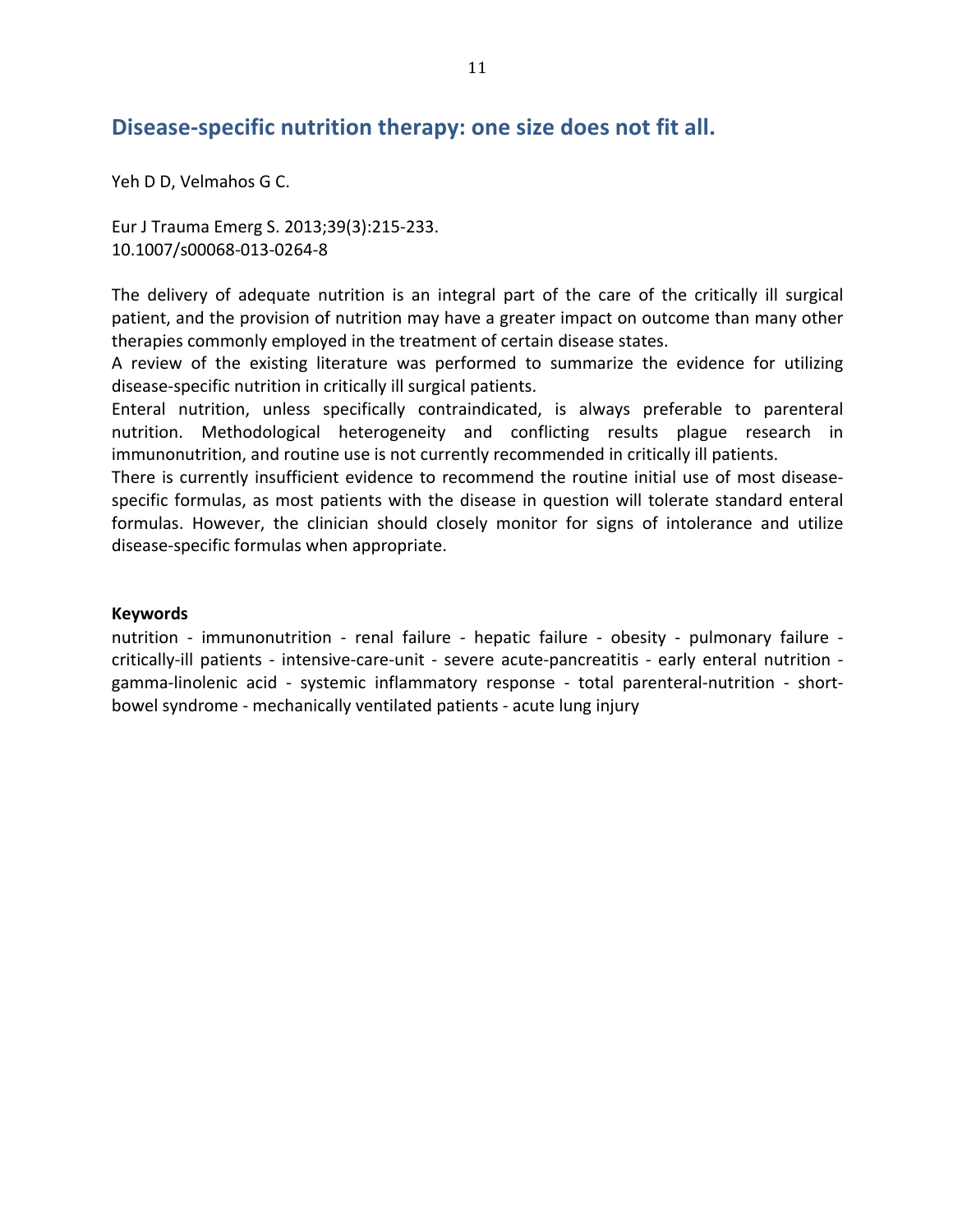## Disease-specific nutrition therapy: one size does not fit all.

Yeh D D, Velmahos G C.

Eur J Trauma Emerg S. 2013;39(3):215-233.
10.1007/s00068-013-0264-8

The delivery of adequate nutrition is an integral part of the care of the critically ill surgical patient, and the provision of nutrition may have a greater impact on outcome than many other therapies commonly employed in the treatment of certain disease states.
A review of the existing literature was performed to summarize the evidence for utilizing disease-specific nutrition in critically ill surgical patients.
Enteral nutrition, unless specifically contraindicated, is always preferable to parenteral nutrition. Methodological heterogeneity and conflicting results plague research in immunonutrition, and routine use is not currently recommended in critically ill patients.
There is currently insufficient evidence to recommend the routine initial use of most disease-specific formulas, as most patients with the disease in question will tolerate standard enteral formulas. However, the clinician should closely monitor for signs of intolerance and utilize disease-specific formulas when appropriate.

**Keywords**

nutrition - immunonutrition - renal failure - hepatic failure - obesity - pulmonary failure - critically-ill patients - intensive-care-unit - severe acute-pancreatitis - early enteral nutrition - gamma-linolenic acid - systemic inflammatory response - total parenteral-nutrition - short-bowel syndrome - mechanically ventilated patients - acute lung injury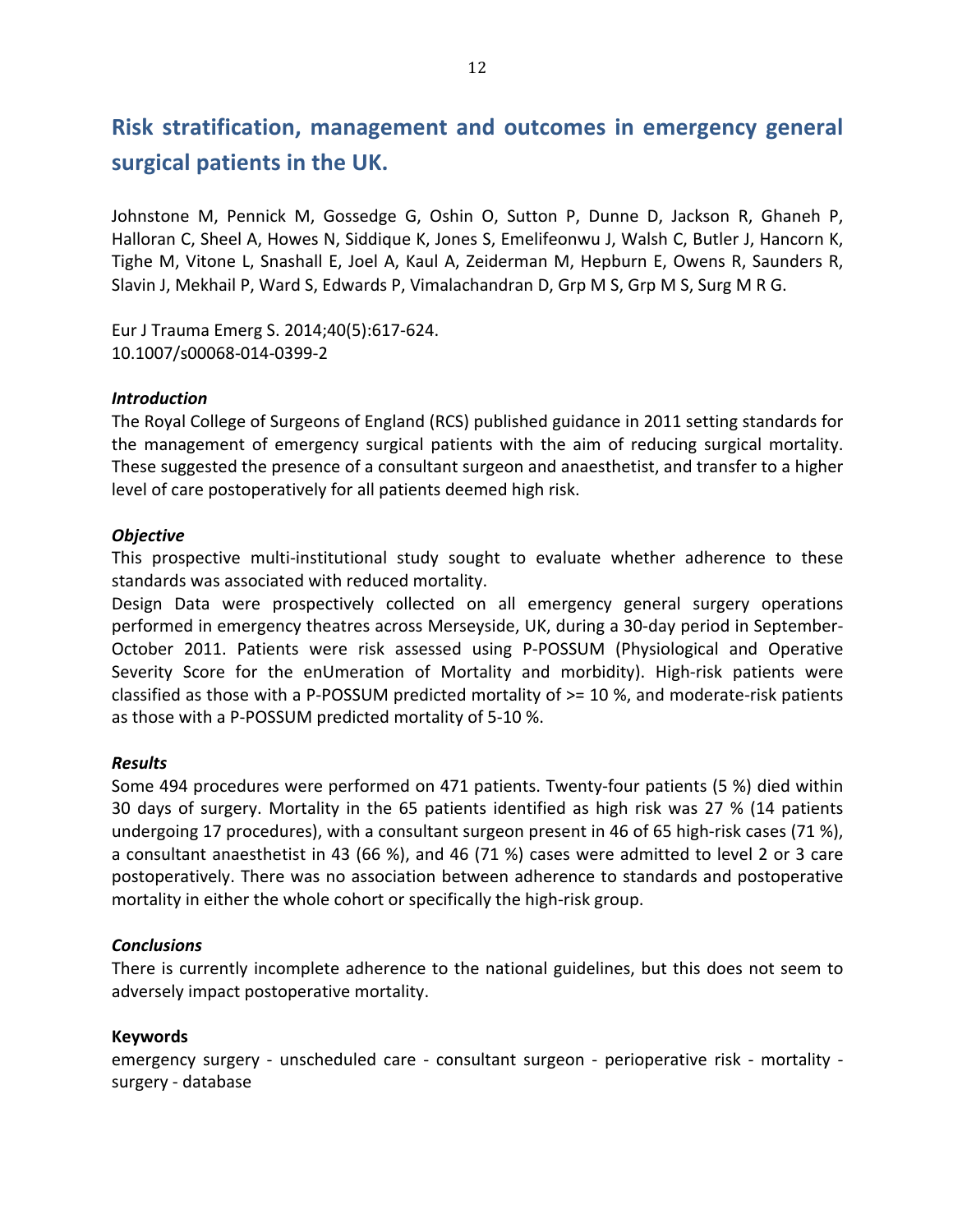# Risk stratification, management and outcomes in emergency general surgical patients in the UK.

Johnstone M, Pennick M, Gossedge G, Oshin O, Sutton P, Dunne D, Jackson R, Ghaneh P, Halloran C, Sheel A, Howes N, Siddique K, Jones S, Emelifeonwu J, Walsh C, Butler J, Hancorn K, Tighe M, Vitone L, Snashall E, Joel A, Kaul A, Zeiderman M, Hepburn E, Owens R, Saunders R, Slavin J, Mekhail P, Ward S, Edwards P, Vimalachandran D, Grp M S, Grp M S, Surg M R G.

Eur J Trauma Emerg S. 2014;40(5):617-624.
10.1007/s00068-014-0399-2

### *Introduction*

The Royal College of Surgeons of England (RCS) published guidance in 2011 setting standards for the management of emergency surgical patients with the aim of reducing surgical mortality. These suggested the presence of a consultant surgeon and anaesthetist, and transfer to a higher level of care postoperatively for all patients deemed high risk.

### *Objective*

This prospective multi-institutional study sought to evaluate whether adherence to these standards was associated with reduced mortality.

Design Data were prospectively collected on all emergency general surgery operations performed in emergency theatres across Merseyside, UK, during a 30-day period in September-October 2011. Patients were risk assessed using P-POSSUM (Physiological and Operative Severity Score for the enUmeration of Mortality and morbidity). High-risk patients were classified as those with a P-POSSUM predicted mortality of >= 10 %, and moderate-risk patients as those with a P-POSSUM predicted mortality of 5-10 %.

### *Results*

Some 494 procedures were performed on 471 patients. Twenty-four patients (5 %) died within 30 days of surgery. Mortality in the 65 patients identified as high risk was 27 % (14 patients undergoing 17 procedures), with a consultant surgeon present in 46 of 65 high-risk cases (71 %), a consultant anaesthetist in 43 (66 %), and 46 (71 %) cases were admitted to level 2 or 3 care postoperatively. There was no association between adherence to standards and postoperative mortality in either the whole cohort or specifically the high-risk group.

### *Conclusions*

There is currently incomplete adherence to the national guidelines, but this does not seem to adversely impact postoperative mortality.

**Keywords**

emergency surgery - unscheduled care - consultant surgeon - perioperative risk - mortality - surgery - database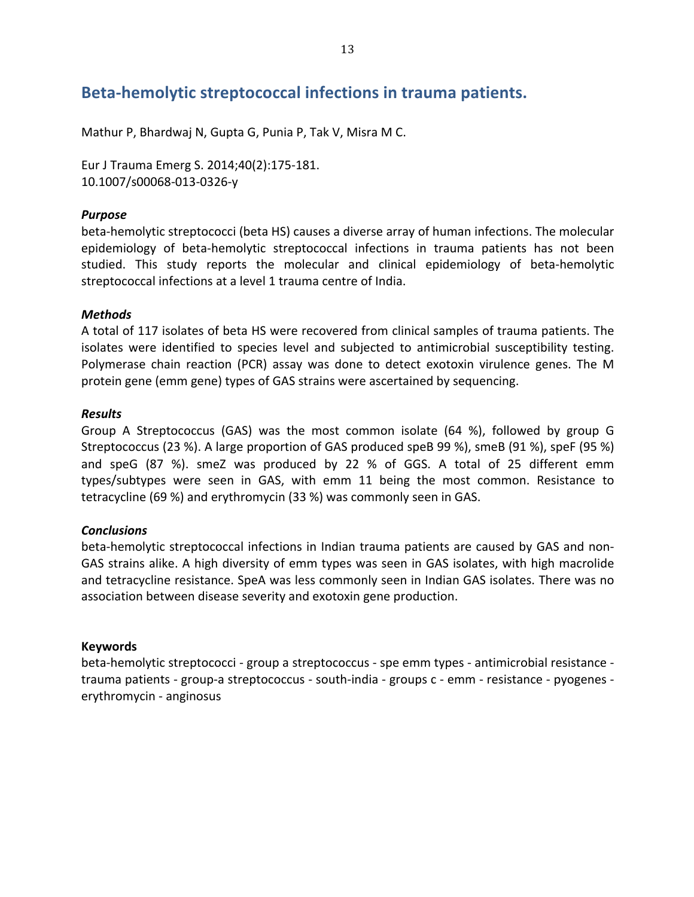## Beta-hemolytic streptococcal infections in trauma patients.

Mathur P, Bhardwaj N, Gupta G, Punia P, Tak V, Misra M C.

Eur J Trauma Emerg S. 2014;40(2):175-181.
10.1007/s00068-013-0326-y

### *Purpose*

beta-hemolytic streptococci (beta HS) causes a diverse array of human infections. The molecular epidemiology of beta-hemolytic streptococcal infections in trauma patients has not been studied. This study reports the molecular and clinical epidemiology of beta-hemolytic streptococcal infections at a level 1 trauma centre of India.

### *Methods*

A total of 117 isolates of beta HS were recovered from clinical samples of trauma patients. The isolates were identified to species level and subjected to antimicrobial susceptibility testing. Polymerase chain reaction (PCR) assay was done to detect exotoxin virulence genes. The M protein gene (emm gene) types of GAS strains were ascertained by sequencing.

### *Results*

Group A Streptococcus (GAS) was the most common isolate (64 %), followed by group G Streptococcus (23 %). A large proportion of GAS produced speB 99 %), smeB (91 %), speF (95 %) and speG (87 %). smeZ was produced by 22 % of GGS. A total of 25 different emm types/subtypes were seen in GAS, with emm 11 being the most common. Resistance to tetracycline (69 %) and erythromycin (33 %) was commonly seen in GAS.

### *Conclusions*

beta-hemolytic streptococcal infections in Indian trauma patients are caused by GAS and non-GAS strains alike. A high diversity of emm types was seen in GAS isolates, with high macrolide and tetracycline resistance. SpeA was less commonly seen in Indian GAS isolates. There was no association between disease severity and exotoxin gene production.

**Keywords**

beta-hemolytic streptococci - group a streptococcus - spe emm types - antimicrobial resistance - trauma patients - group-a streptococcus - south-india - groups c - emm - resistance - pyogenes - erythromycin - anginosus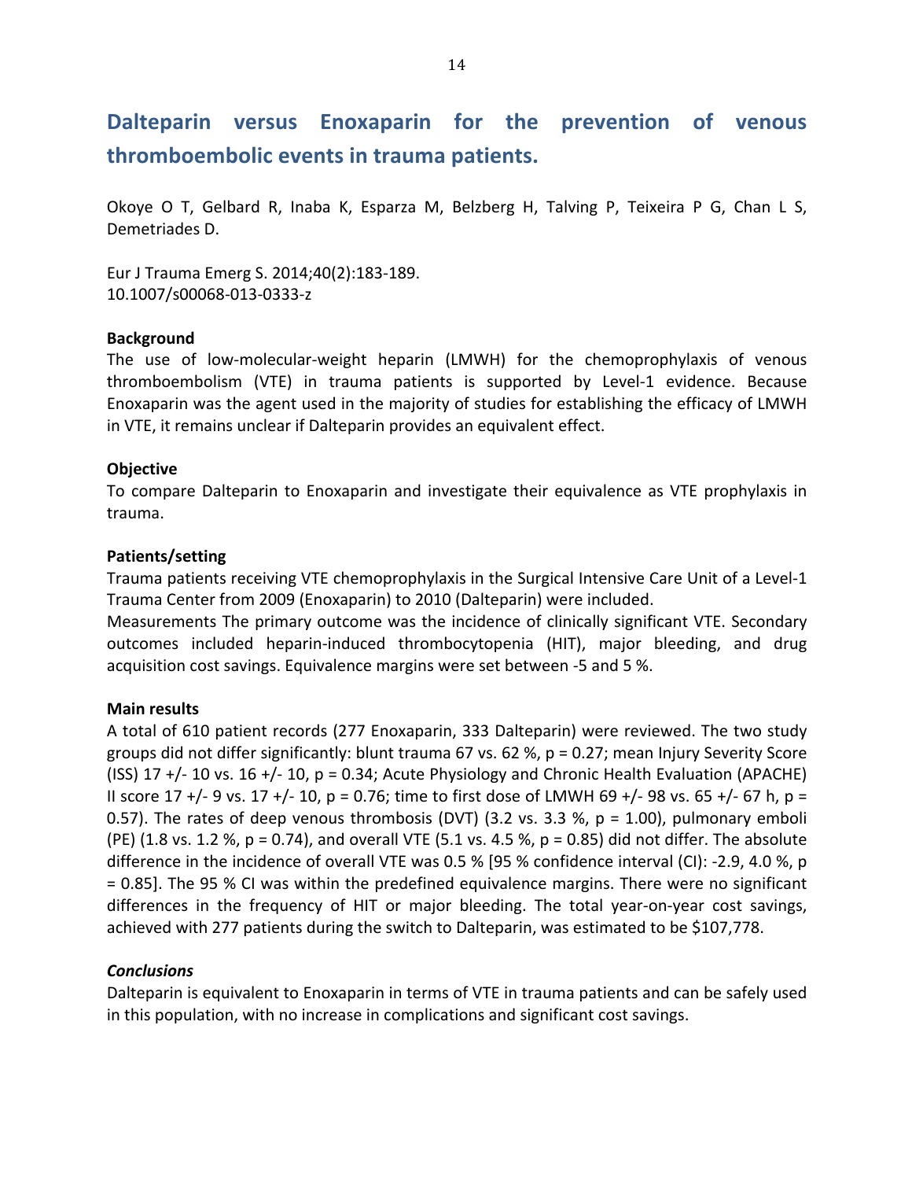## Dalteparin versus Enoxaparin for the prevention of venous thromboembolic events in trauma patients.

Okoye O T, Gelbard R, Inaba K, Esparza M, Belzberg H, Talving P, Teixeira P G, Chan L S, Demetriades D.

Eur J Trauma Emerg S. 2014;40(2):183-189.
10.1007/s00068-013-0333-z

**Background**
The use of low-molecular-weight heparin (LMWH) for the chemoprophylaxis of venous thromboembolism (VTE) in trauma patients is supported by Level-1 evidence. Because Enoxaparin was the agent used in the majority of studies for establishing the efficacy of LMWH in VTE, it remains unclear if Dalteparin provides an equivalent effect.

**Objective**
To compare Dalteparin to Enoxaparin and investigate their equivalence as VTE prophylaxis in trauma.

**Patients/setting**
Trauma patients receiving VTE chemoprophylaxis in the Surgical Intensive Care Unit of a Level-1 Trauma Center from 2009 (Enoxaparin) to 2010 (Dalteparin) were included.
Measurements The primary outcome was the incidence of clinically significant VTE. Secondary outcomes included heparin-induced thrombocytopenia (HIT), major bleeding, and drug acquisition cost savings. Equivalence margins were set between -5 and 5 %.

**Main results**
A total of 610 patient records (277 Enoxaparin, 333 Dalteparin) were reviewed. The two study groups did not differ significantly: blunt trauma 67 vs. 62 %, p = 0.27; mean Injury Severity Score (ISS) 17 +/- 10 vs. 16 +/- 10, p = 0.34; Acute Physiology and Chronic Health Evaluation (APACHE) II score 17 +/- 9 vs. 17 +/- 10, p = 0.76; time to first dose of LMWH 69 +/- 98 vs. 65 +/- 67 h, p = 0.57). The rates of deep venous thrombosis (DVT) (3.2 vs. 3.3 %, p = 1.00), pulmonary emboli (PE) (1.8 vs. 1.2 %, p = 0.74), and overall VTE (5.1 vs. 4.5 %, p = 0.85) did not differ. The absolute difference in the incidence of overall VTE was 0.5 % [95 % confidence interval (CI): -2.9, 4.0 %, p = 0.85]. The 95 % CI was within the predefined equivalence margins. There were no significant differences in the frequency of HIT or major bleeding. The total year-on-year cost savings, achieved with 277 patients during the switch to Dalteparin, was estimated to be $107,778.

***Conclusions***
Dalteparin is equivalent to Enoxaparin in terms of VTE in trauma patients and can be safely used in this population, with no increase in complications and significant cost savings.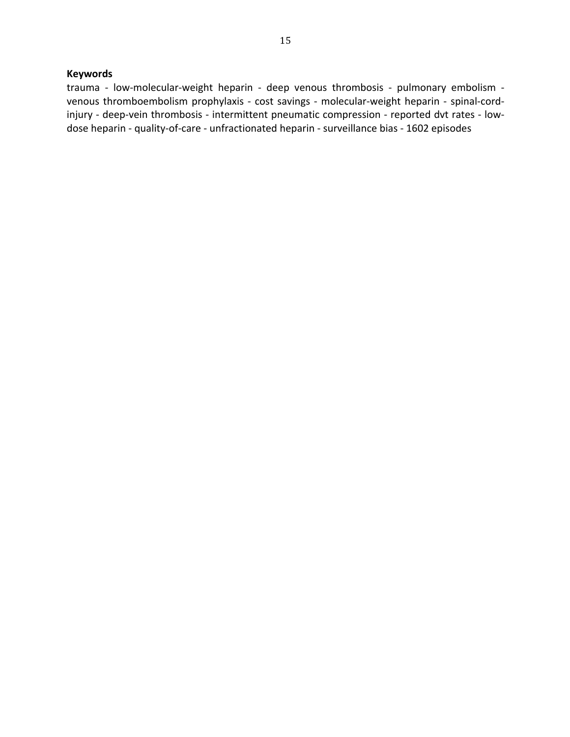**Keywords**

trauma - low-molecular-weight heparin - deep venous thrombosis - pulmonary embolism - venous thromboembolism prophylaxis - cost savings - molecular-weight heparin - spinal-cord-injury - deep-vein thrombosis - intermittent pneumatic compression - reported dvt rates - low-dose heparin - quality-of-care - unfractionated heparin - surveillance bias - 1602 episodes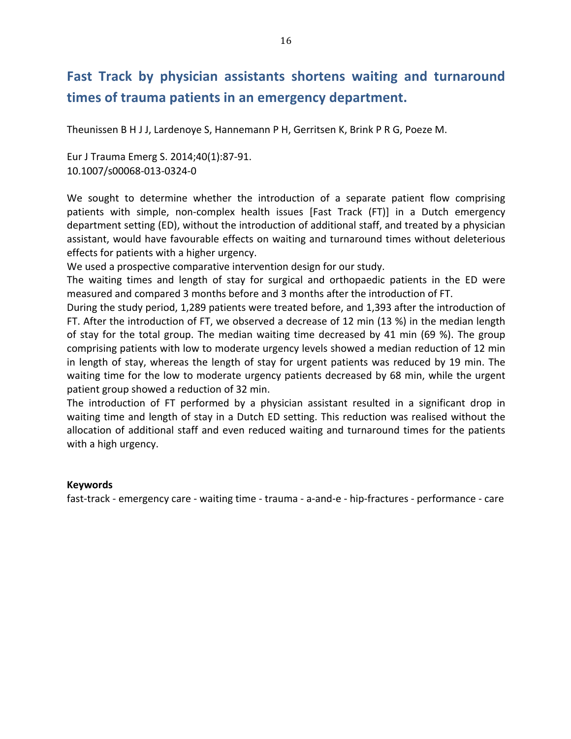## Fast Track by physician assistants shortens waiting and turnaround times of trauma patients in an emergency department.

Theunissen B H J J, Lardenoye S, Hannemann P H, Gerritsen K, Brink P R G, Poeze M.

Eur J Trauma Emerg S. 2014;40(1):87-91.
10.1007/s00068-013-0324-0

We sought to determine whether the introduction of a separate patient flow comprising patients with simple, non-complex health issues [Fast Track (FT)] in a Dutch emergency department setting (ED), without the introduction of additional staff, and treated by a physician assistant, would have favourable effects on waiting and turnaround times without deleterious effects for patients with a higher urgency.
We used a prospective comparative intervention design for our study.
The waiting times and length of stay for surgical and orthopaedic patients in the ED were measured and compared 3 months before and 3 months after the introduction of FT.
During the study period, 1,289 patients were treated before, and 1,393 after the introduction of FT. After the introduction of FT, we observed a decrease of 12 min (13 %) in the median length of stay for the total group. The median waiting time decreased by 41 min (69 %). The group comprising patients with low to moderate urgency levels showed a median reduction of 12 min in length of stay, whereas the length of stay for urgent patients was reduced by 19 min. The waiting time for the low to moderate urgency patients decreased by 68 min, while the urgent patient group showed a reduction of 32 min.
The introduction of FT performed by a physician assistant resulted in a significant drop in waiting time and length of stay in a Dutch ED setting. This reduction was realised without the allocation of additional staff and even reduced waiting and turnaround times for the patients with a high urgency.

**Keywords**
fast-track - emergency care - waiting time - trauma - a-and-e - hip-fractures - performance - care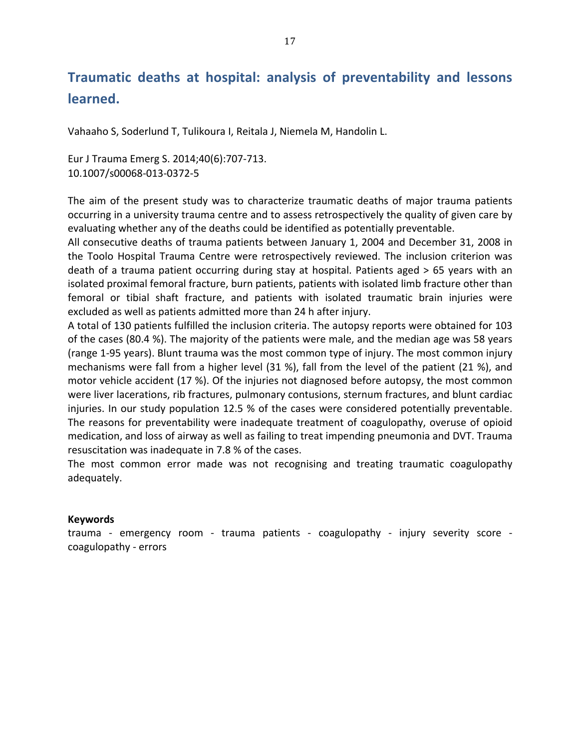# Traumatic deaths at hospital: analysis of preventability and lessons learned.

Vahaaho S, Soderlund T, Tulikoura I, Reitala J, Niemela M, Handolin L.

Eur J Trauma Emerg S. 2014;40(6):707-713.
10.1007/s00068-013-0372-5

The aim of the present study was to characterize traumatic deaths of major trauma patients occurring in a university trauma centre and to assess retrospectively the quality of given care by evaluating whether any of the deaths could be identified as potentially preventable.
All consecutive deaths of trauma patients between January 1, 2004 and December 31, 2008 in the Toolo Hospital Trauma Centre were retrospectively reviewed. The inclusion criterion was death of a trauma patient occurring during stay at hospital. Patients aged > 65 years with an isolated proximal femoral fracture, burn patients, patients with isolated limb fracture other than femoral or tibial shaft fracture, and patients with isolated traumatic brain injuries were excluded as well as patients admitted more than 24 h after injury.
A total of 130 patients fulfilled the inclusion criteria. The autopsy reports were obtained for 103 of the cases (80.4 %). The majority of the patients were male, and the median age was 58 years (range 1-95 years). Blunt trauma was the most common type of injury. The most common injury mechanisms were fall from a higher level (31 %), fall from the level of the patient (21 %), and motor vehicle accident (17 %). Of the injuries not diagnosed before autopsy, the most common were liver lacerations, rib fractures, pulmonary contusions, sternum fractures, and blunt cardiac injuries. In our study population 12.5 % of the cases were considered potentially preventable. The reasons for preventability were inadequate treatment of coagulopathy, overuse of opioid medication, and loss of airway as well as failing to treat impending pneumonia and DVT. Trauma resuscitation was inadequate in 7.8 % of the cases.
The most common error made was not recognising and treating traumatic coagulopathy adequately.

**Keywords**
trauma - emergency room - trauma patients - coagulopathy - injury severity score - coagulopathy - errors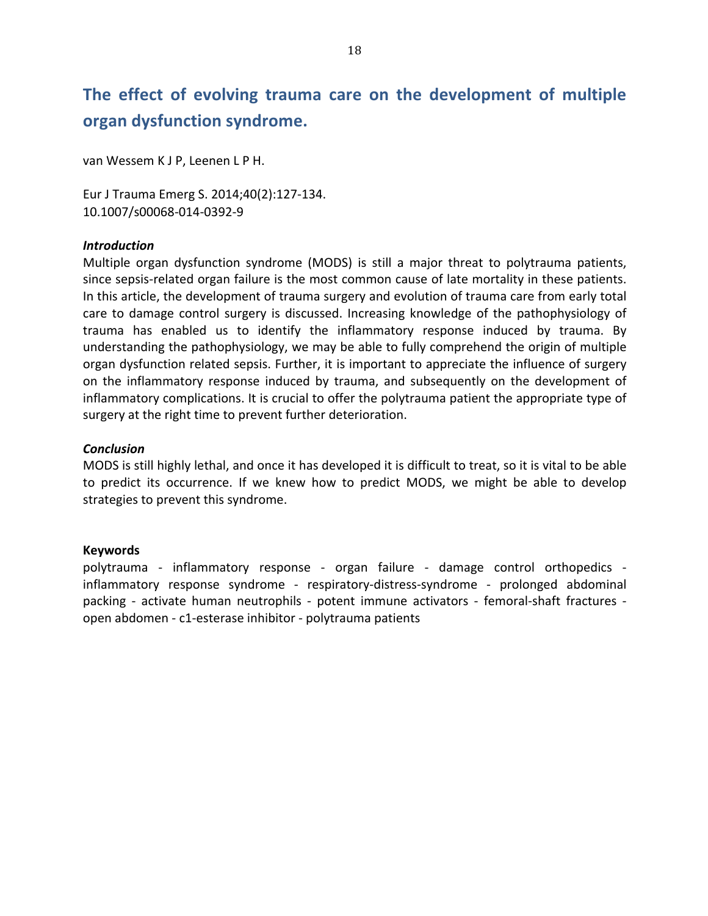## The effect of evolving trauma care on the development of multiple organ dysfunction syndrome.

van Wessem K J P, Leenen L P H.

Eur J Trauma Emerg S. 2014;40(2):127-134.
10.1007/s00068-014-0392-9

***Introduction***

Multiple organ dysfunction syndrome (MODS) is still a major threat to polytrauma patients, since sepsis-related organ failure is the most common cause of late mortality in these patients. In this article, the development of trauma surgery and evolution of trauma care from early total care to damage control surgery is discussed. Increasing knowledge of the pathophysiology of trauma has enabled us to identify the inflammatory response induced by trauma. By understanding the pathophysiology, we may be able to fully comprehend the origin of multiple organ dysfunction related sepsis. Further, it is important to appreciate the influence of surgery on the inflammatory response induced by trauma, and subsequently on the development of inflammatory complications. It is crucial to offer the polytrauma patient the appropriate type of surgery at the right time to prevent further deterioration.

***Conclusion***

MODS is still highly lethal, and once it has developed it is difficult to treat, so it is vital to be able to predict its occurrence. If we knew how to predict MODS, we might be able to develop strategies to prevent this syndrome.

**Keywords**

polytrauma - inflammatory response - organ failure - damage control orthopedics - inflammatory response syndrome - respiratory-distress-syndrome - prolonged abdominal packing - activate human neutrophils - potent immune activators - femoral-shaft fractures - open abdomen - c1-esterase inhibitor - polytrauma patients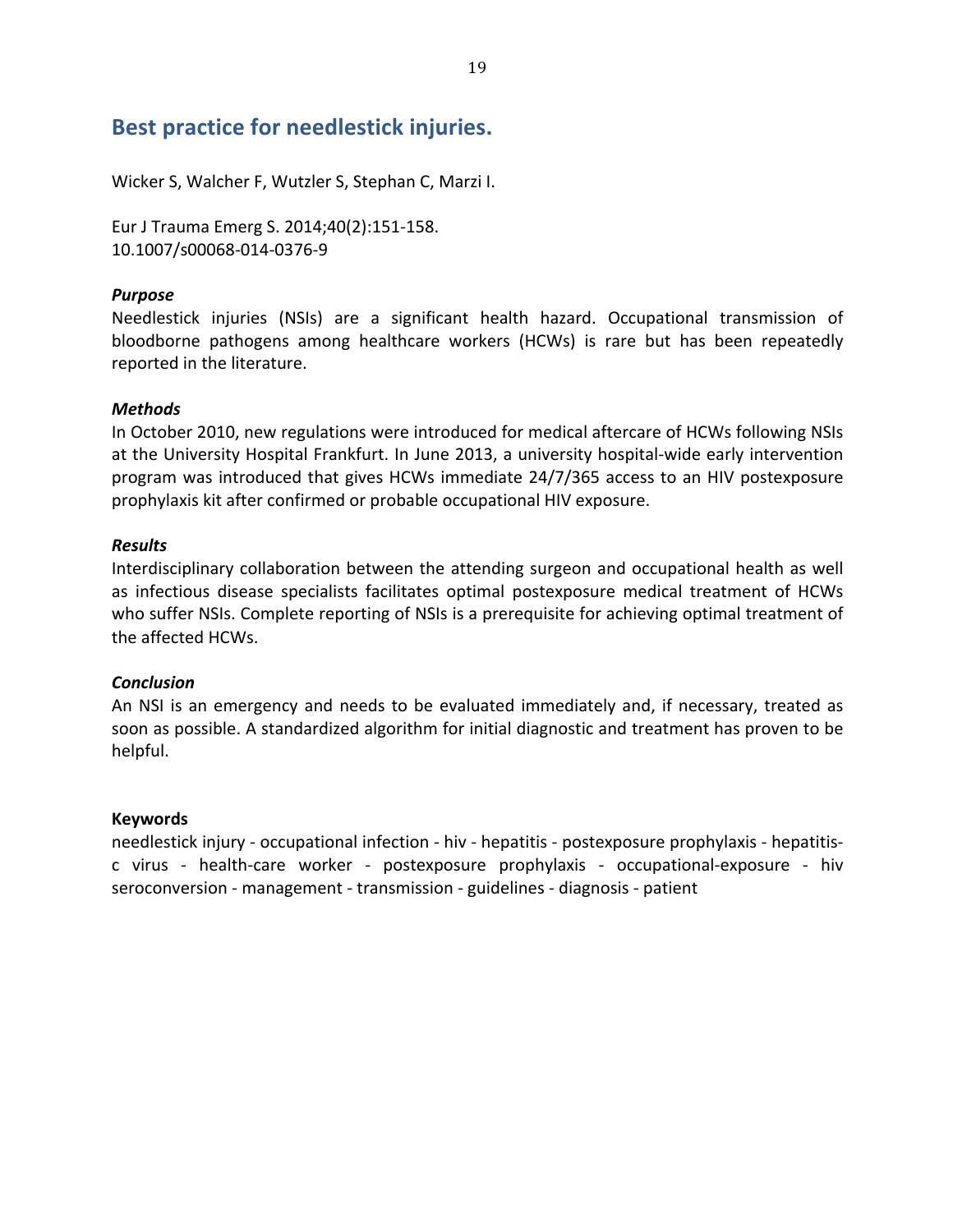## Best practice for needlestick injuries.

Wicker S, Walcher F, Wutzler S, Stephan C, Marzi I.

Eur J Trauma Emerg S. 2014;40(2):151-158.
10.1007/s00068-014-0376-9

***Purpose***

Needlestick injuries (NSIs) are a significant health hazard. Occupational transmission of bloodborne pathogens among healthcare workers (HCWs) is rare but has been repeatedly reported in the literature.

***Methods***

In October 2010, new regulations were introduced for medical aftercare of HCWs following NSIs at the University Hospital Frankfurt. In June 2013, a university hospital-wide early intervention program was introduced that gives HCWs immediate 24/7/365 access to an HIV postexposure prophylaxis kit after confirmed or probable occupational HIV exposure.

***Results***

Interdisciplinary collaboration between the attending surgeon and occupational health as well as infectious disease specialists facilitates optimal postexposure medical treatment of HCWs who suffer NSIs. Complete reporting of NSIs is a prerequisite for achieving optimal treatment of the affected HCWs.

***Conclusion***

An NSI is an emergency and needs to be evaluated immediately and, if necessary, treated as soon as possible. A standardized algorithm for initial diagnostic and treatment has proven to be helpful.

**Keywords**

needlestick injury - occupational infection - hiv - hepatitis - postexposure prophylaxis - hepatitis-c virus - health-care worker - postexposure prophylaxis - occupational-exposure - hiv seroconversion - management - transmission - guidelines - diagnosis - patient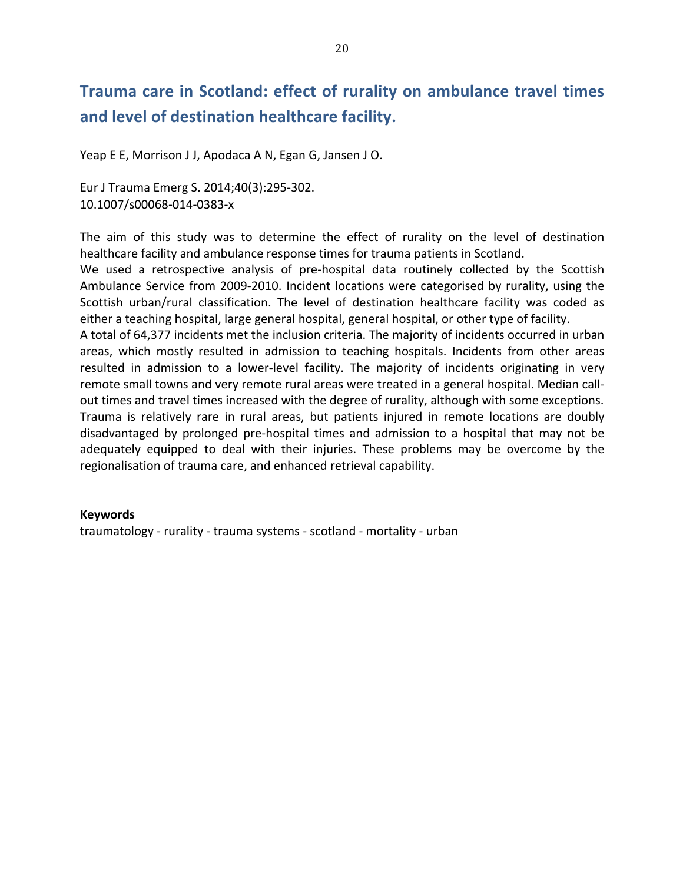## Trauma care in Scotland: effect of rurality on ambulance travel times and level of destination healthcare facility.

Yeap E E, Morrison J J, Apodaca A N, Egan G, Jansen J O.

Eur J Trauma Emerg S. 2014;40(3):295-302.
10.1007/s00068-014-0383-x

The aim of this study was to determine the effect of rurality on the level of destination healthcare facility and ambulance response times for trauma patients in Scotland.
We used a retrospective analysis of pre-hospital data routinely collected by the Scottish Ambulance Service from 2009-2010. Incident locations were categorised by rurality, using the Scottish urban/rural classification. The level of destination healthcare facility was coded as either a teaching hospital, large general hospital, general hospital, or other type of facility.
A total of 64,377 incidents met the inclusion criteria. The majority of incidents occurred in urban areas, which mostly resulted in admission to teaching hospitals. Incidents from other areas resulted in admission to a lower-level facility. The majority of incidents originating in very remote small towns and very remote rural areas were treated in a general hospital. Median call-out times and travel times increased with the degree of rurality, although with some exceptions. Trauma is relatively rare in rural areas, but patients injured in remote locations are doubly disadvantaged by prolonged pre-hospital times and admission to a hospital that may not be adequately equipped to deal with their injuries. These problems may be overcome by the regionalisation of trauma care, and enhanced retrieval capability.

**Keywords**
traumatology - rurality - trauma systems - scotland - mortality - urban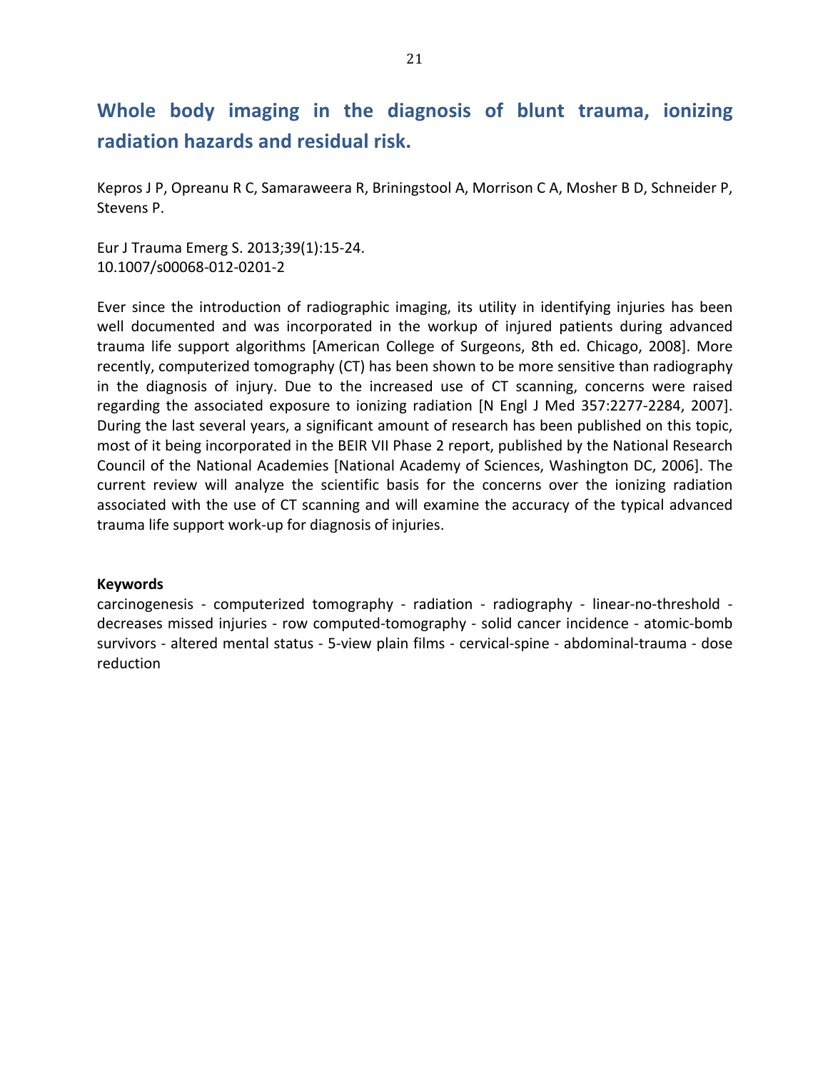## Whole body imaging in the diagnosis of blunt trauma, ionizing radiation hazards and residual risk.

Kepros J P, Opreanu R C, Samaraweera R, Briningstool A, Morrison C A, Mosher B D, Schneider P, Stevens P.

Eur J Trauma Emerg S. 2013;39(1):15-24.
10.1007/s00068-012-0201-2

Ever since the introduction of radiographic imaging, its utility in identifying injuries has been well documented and was incorporated in the workup of injured patients during advanced trauma life support algorithms [American College of Surgeons, 8th ed. Chicago, 2008]. More recently, computerized tomography (CT) has been shown to be more sensitive than radiography in the diagnosis of injury. Due to the increased use of CT scanning, concerns were raised regarding the associated exposure to ionizing radiation [N Engl J Med 357:2277-2284, 2007]. During the last several years, a significant amount of research has been published on this topic, most of it being incorporated in the BEIR VII Phase 2 report, published by the National Research Council of the National Academies [National Academy of Sciences, Washington DC, 2006]. The current review will analyze the scientific basis for the concerns over the ionizing radiation associated with the use of CT scanning and will examine the accuracy of the typical advanced trauma life support work-up for diagnosis of injuries.

**Keywords**

carcinogenesis - computerized tomography - radiation - radiography - linear-no-threshold - decreases missed injuries - row computed-tomography - solid cancer incidence - atomic-bomb survivors - altered mental status - 5-view plain films - cervical-spine - abdominal-trauma - dose reduction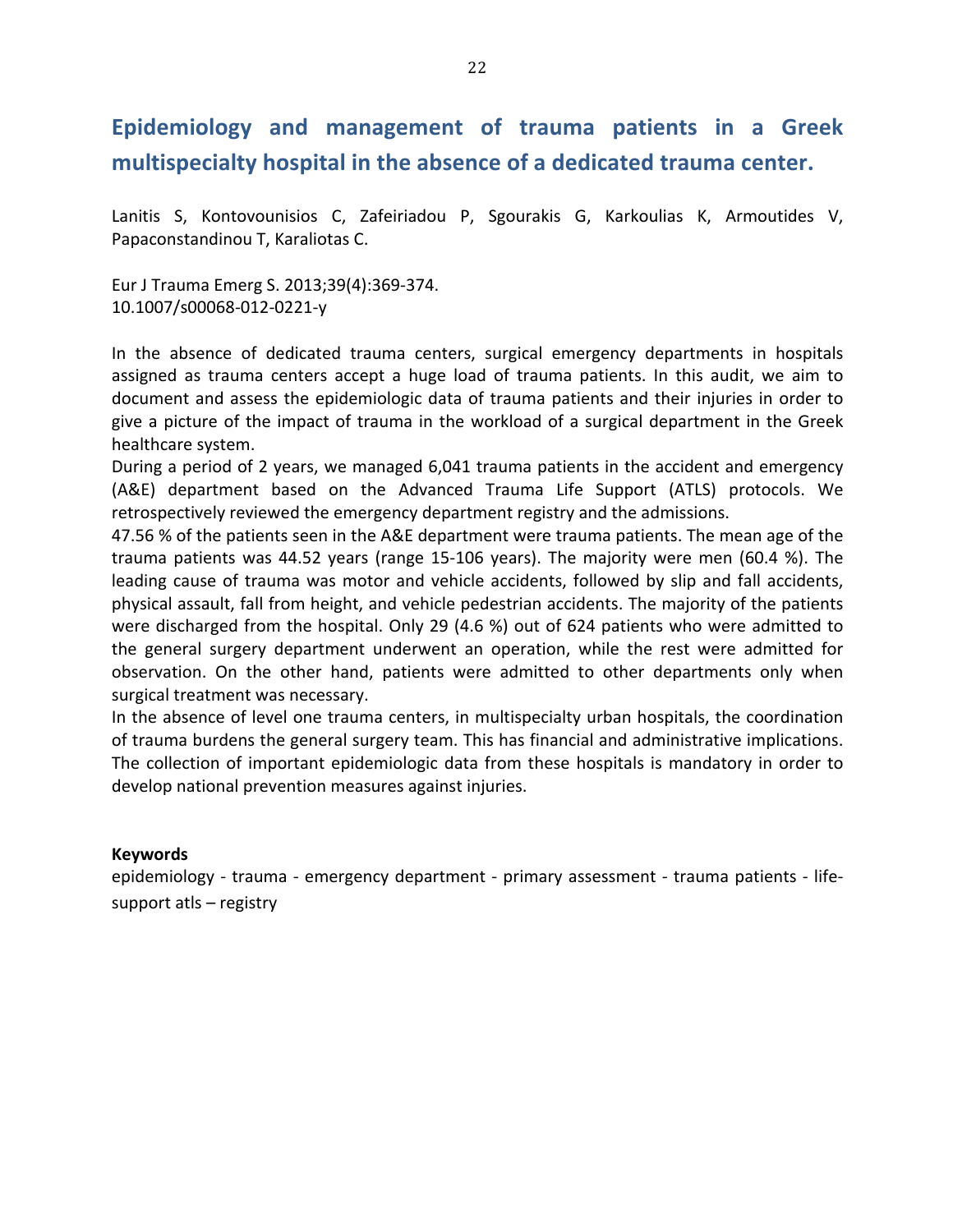# Epidemiology and management of trauma patients in a Greek multispecialty hospital in the absence of a dedicated trauma center.

Lanitis S, Kontovounisios C, Zafeiriadou P, Sgourakis G, Karkoulias K, Armoutides V, Papaconstandinou T, Karaliotas C.

Eur J Trauma Emerg S. 2013;39(4):369-374.
10.1007/s00068-012-0221-y

In the absence of dedicated trauma centers, surgical emergency departments in hospitals assigned as trauma centers accept a huge load of trauma patients. In this audit, we aim to document and assess the epidemiologic data of trauma patients and their injuries in order to give a picture of the impact of trauma in the workload of a surgical department in the Greek healthcare system.

During a period of 2 years, we managed 6,041 trauma patients in the accident and emergency (A&E) department based on the Advanced Trauma Life Support (ATLS) protocols. We retrospectively reviewed the emergency department registry and the admissions.

47.56 % of the patients seen in the A&E department were trauma patients. The mean age of the trauma patients was 44.52 years (range 15-106 years). The majority were men (60.4 %). The leading cause of trauma was motor and vehicle accidents, followed by slip and fall accidents, physical assault, fall from height, and vehicle pedestrian accidents. The majority of the patients were discharged from the hospital. Only 29 (4.6 %) out of 624 patients who were admitted to the general surgery department underwent an operation, while the rest were admitted for observation. On the other hand, patients were admitted to other departments only when surgical treatment was necessary.

In the absence of level one trauma centers, in multispecialty urban hospitals, the coordination of trauma burdens the general surgery team. This has financial and administrative implications. The collection of important epidemiologic data from these hospitals is mandatory in order to develop national prevention measures against injuries.

**Keywords**

epidemiology - trauma - emergency department - primary assessment - trauma patients - life-support atls – registry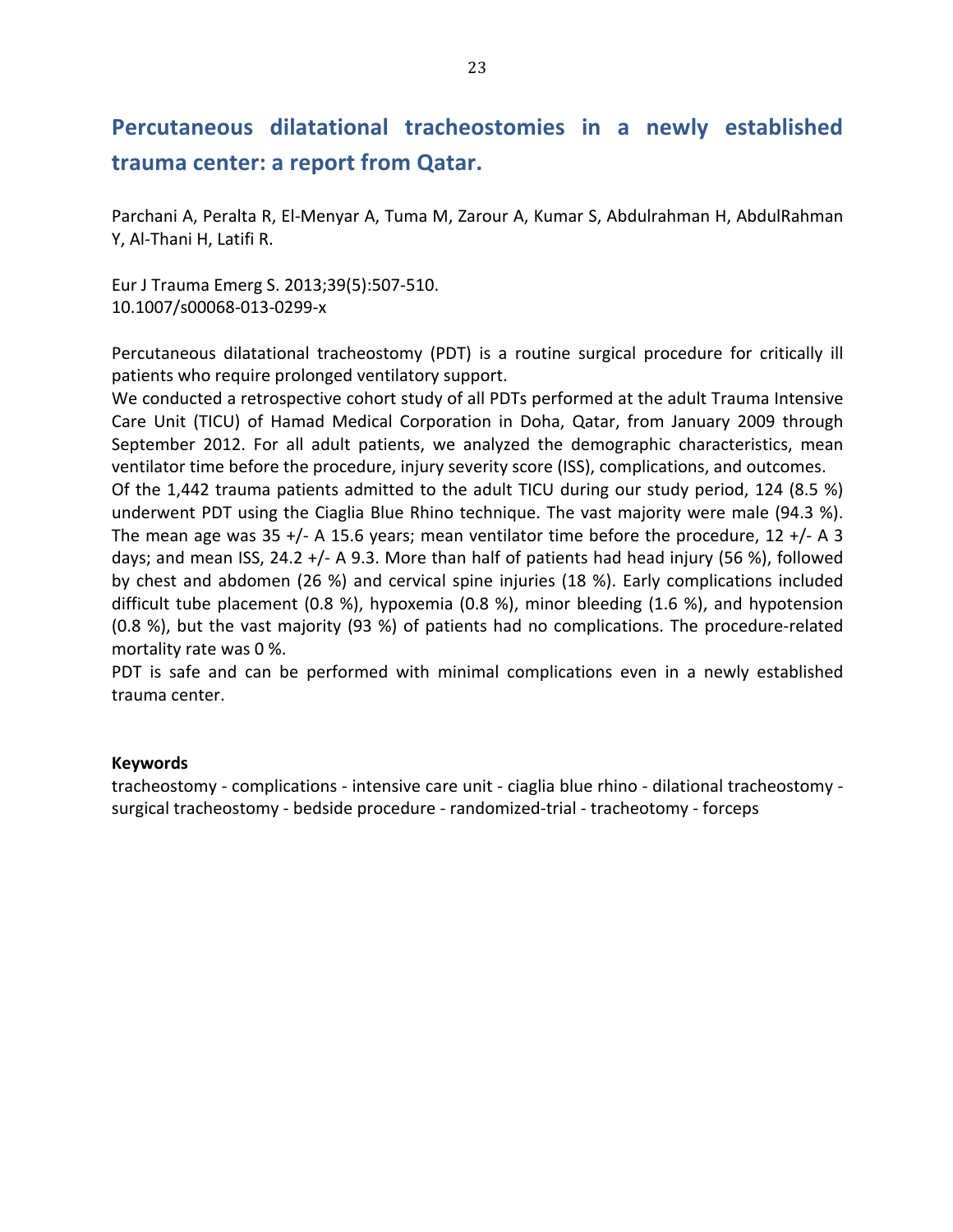# Percutaneous dilatational tracheostomies in a newly established trauma center: a report from Qatar.

Parchani A, Peralta R, El-Menyar A, Tuma M, Zarour A, Kumar S, Abdulrahman H, AbdulRahman Y, Al-Thani H, Latifi R.

Eur J Trauma Emerg S. 2013;39(5):507-510.
10.1007/s00068-013-0299-x

Percutaneous dilatational tracheostomy (PDT) is a routine surgical procedure for critically ill patients who require prolonged ventilatory support.
We conducted a retrospective cohort study of all PDTs performed at the adult Trauma Intensive Care Unit (TICU) of Hamad Medical Corporation in Doha, Qatar, from January 2009 through September 2012. For all adult patients, we analyzed the demographic characteristics, mean ventilator time before the procedure, injury severity score (ISS), complications, and outcomes.
Of the 1,442 trauma patients admitted to the adult TICU during our study period, 124 (8.5 %) underwent PDT using the Ciaglia Blue Rhino technique. The vast majority were male (94.3 %). The mean age was 35 +/- A 15.6 years; mean ventilator time before the procedure, 12 +/- A 3 days; and mean ISS, 24.2 +/- A 9.3. More than half of patients had head injury (56 %), followed by chest and abdomen (26 %) and cervical spine injuries (18 %). Early complications included difficult tube placement (0.8 %), hypoxemia (0.8 %), minor bleeding (1.6 %), and hypotension (0.8 %), but the vast majority (93 %) of patients had no complications. The procedure-related mortality rate was 0 %.
PDT is safe and can be performed with minimal complications even in a newly established trauma center.

**Keywords**
tracheostomy - complications - intensive care unit - ciaglia blue rhino - dilational tracheostomy - surgical tracheostomy - bedside procedure - randomized-trial - tracheotomy - forceps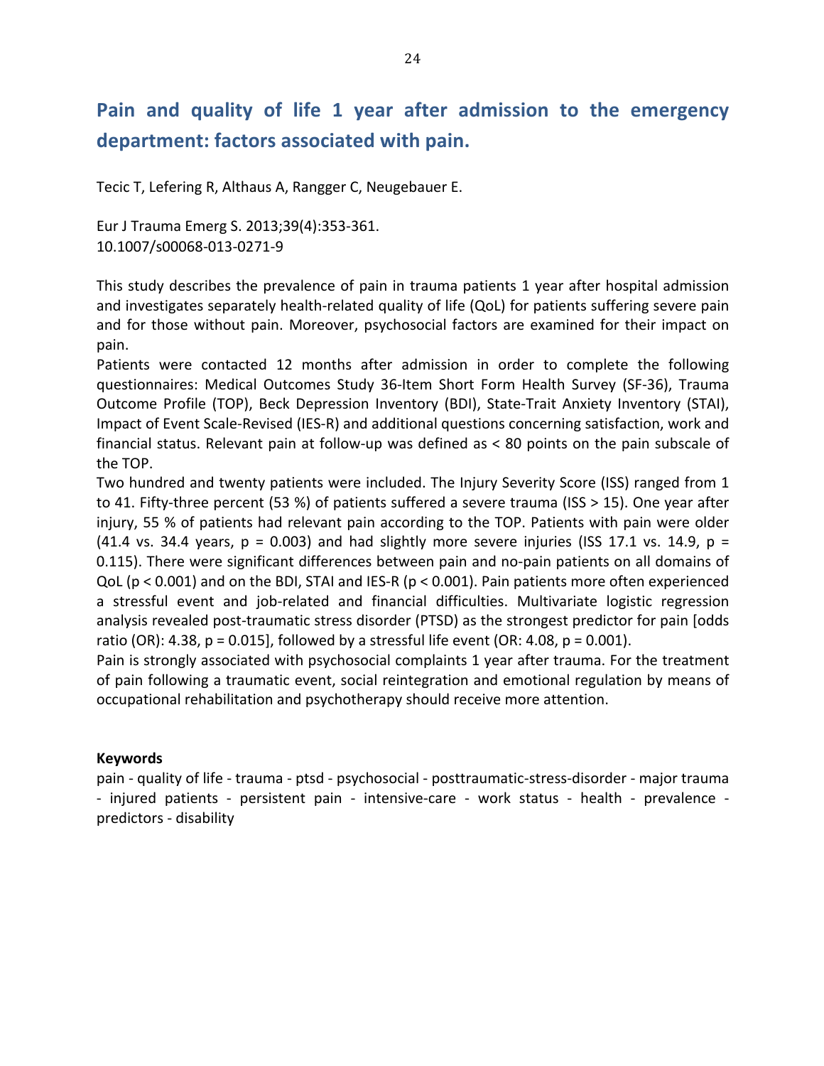## Pain and quality of life 1 year after admission to the emergency department: factors associated with pain.

Tecic T, Lefering R, Althaus A, Rangger C, Neugebauer E.

Eur J Trauma Emerg S. 2013;39(4):353-361.
10.1007/s00068-013-0271-9

This study describes the prevalence of pain in trauma patients 1 year after hospital admission and investigates separately health-related quality of life (QoL) for patients suffering severe pain and for those without pain. Moreover, psychosocial factors are examined for their impact on pain.

Patients were contacted 12 months after admission in order to complete the following questionnaires: Medical Outcomes Study 36-Item Short Form Health Survey (SF-36), Trauma Outcome Profile (TOP), Beck Depression Inventory (BDI), State-Trait Anxiety Inventory (STAI), Impact of Event Scale-Revised (IES-R) and additional questions concerning satisfaction, work and financial status. Relevant pain at follow-up was defined as < 80 points on the pain subscale of the TOP.

Two hundred and twenty patients were included. The Injury Severity Score (ISS) ranged from 1 to 41. Fifty-three percent (53 %) of patients suffered a severe trauma (ISS > 15). One year after injury, 55 % of patients had relevant pain according to the TOP. Patients with pain were older (41.4 vs. 34.4 years, $p = 0.003$) and had slightly more severe injuries (ISS 17.1 vs. 14.9, $p = 0.115$). There were significant differences between pain and no-pain patients on all domains of QoL ($p < 0.001$) and on the BDI, STAI and IES-R ($p < 0.001$). Pain patients more often experienced a stressful event and job-related and financial difficulties. Multivariate logistic regression analysis revealed post-traumatic stress disorder (PTSD) as the strongest predictor for pain [odds ratio (OR): 4.38, $p = 0.015$], followed by a stressful life event (OR: 4.08, $p = 0.001$).

Pain is strongly associated with psychosocial complaints 1 year after trauma. For the treatment of pain following a traumatic event, social reintegration and emotional regulation by means of occupational rehabilitation and psychotherapy should receive more attention.

**Keywords**

pain - quality of life - trauma - ptsd - psychosocial - posttraumatic-stress-disorder - major trauma - injured patients - persistent pain - intensive-care - work status - health - prevalence - predictors - disability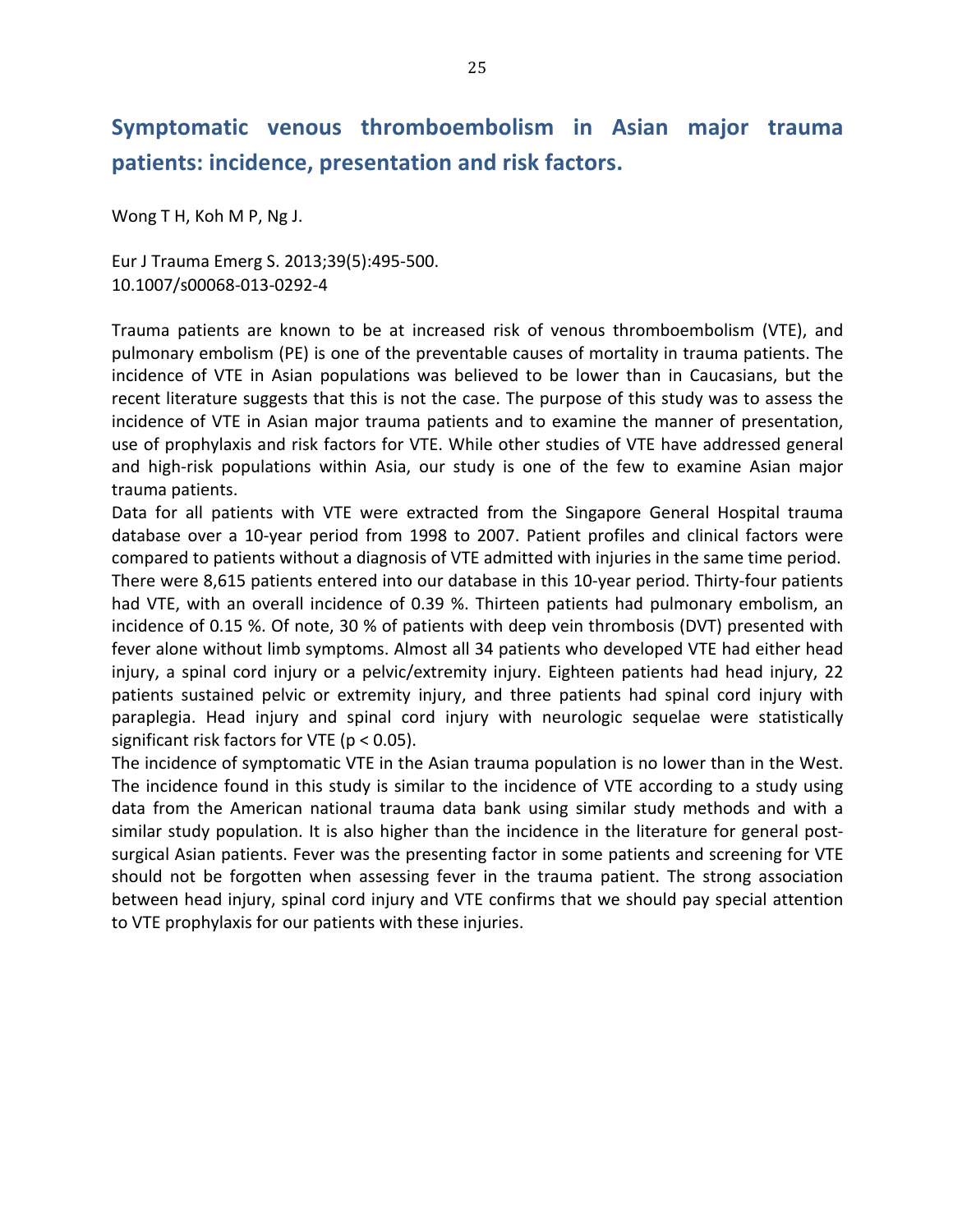## Symptomatic venous thromboembolism in Asian major trauma patients: incidence, presentation and risk factors.

Wong T H, Koh M P, Ng J.

Eur J Trauma Emerg S. 2013;39(5):495-500.
10.1007/s00068-013-0292-4

Trauma patients are known to be at increased risk of venous thromboembolism (VTE), and pulmonary embolism (PE) is one of the preventable causes of mortality in trauma patients. The incidence of VTE in Asian populations was believed to be lower than in Caucasians, but the recent literature suggests that this is not the case. The purpose of this study was to assess the incidence of VTE in Asian major trauma patients and to examine the manner of presentation, use of prophylaxis and risk factors for VTE. While other studies of VTE have addressed general and high-risk populations within Asia, our study is one of the few to examine Asian major trauma patients.

Data for all patients with VTE were extracted from the Singapore General Hospital trauma database over a 10-year period from 1998 to 2007. Patient profiles and clinical factors were compared to patients without a diagnosis of VTE admitted with injuries in the same time period.

There were 8,615 patients entered into our database in this 10-year period. Thirty-four patients had VTE, with an overall incidence of 0.39 %. Thirteen patients had pulmonary embolism, an incidence of 0.15 %. Of note, 30 % of patients with deep vein thrombosis (DVT) presented with fever alone without limb symptoms. Almost all 34 patients who developed VTE had either head injury, a spinal cord injury or a pelvic/extremity injury. Eighteen patients had head injury, 22 patients sustained pelvic or extremity injury, and three patients had spinal cord injury with paraplegia. Head injury and spinal cord injury with neurologic sequelae were statistically significant risk factors for VTE ($p < 0.05$).

The incidence of symptomatic VTE in the Asian trauma population is no lower than in the West. The incidence found in this study is similar to the incidence of VTE according to a study using data from the American national trauma data bank using similar study methods and with a similar study population. It is also higher than the incidence in the literature for general post-surgical Asian patients. Fever was the presenting factor in some patients and screening for VTE should not be forgotten when assessing fever in the trauma patient. The strong association between head injury, spinal cord injury and VTE confirms that we should pay special attention to VTE prophylaxis for our patients with these injuries.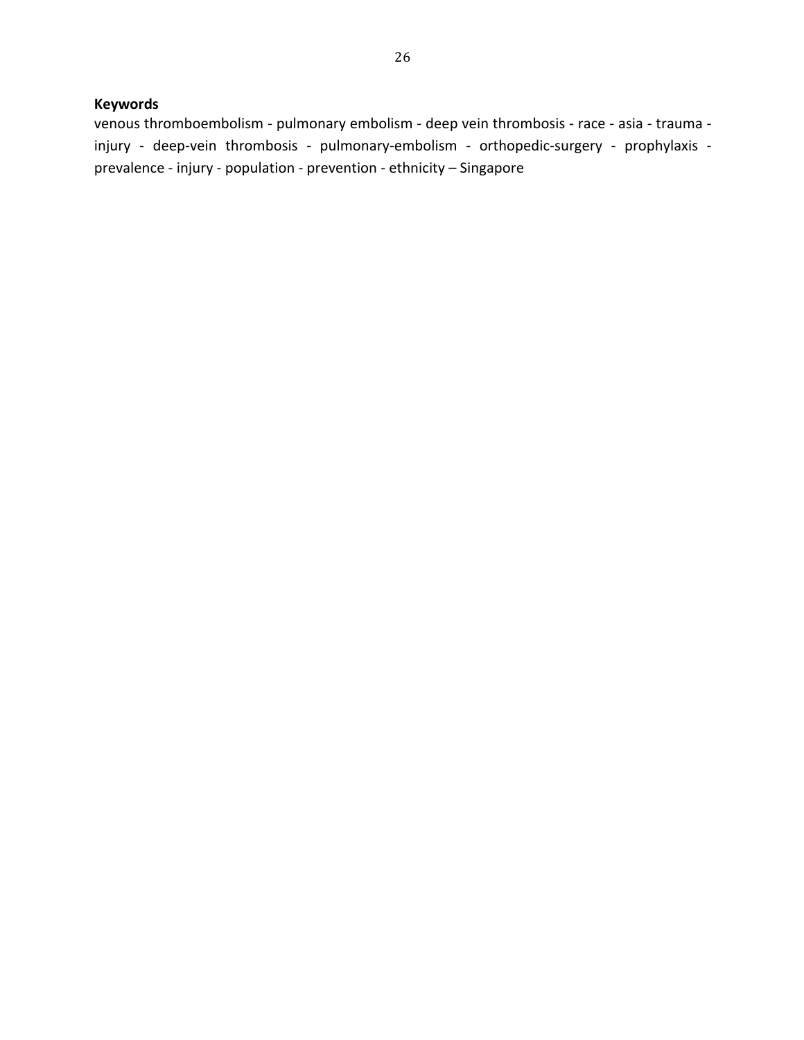**Keywords**

venous thromboembolism - pulmonary embolism - deep vein thrombosis - race - asia - trauma - injury - deep-vein thrombosis - pulmonary-embolism - orthopedic-surgery - prophylaxis - prevalence - injury - population - prevention - ethnicity – Singapore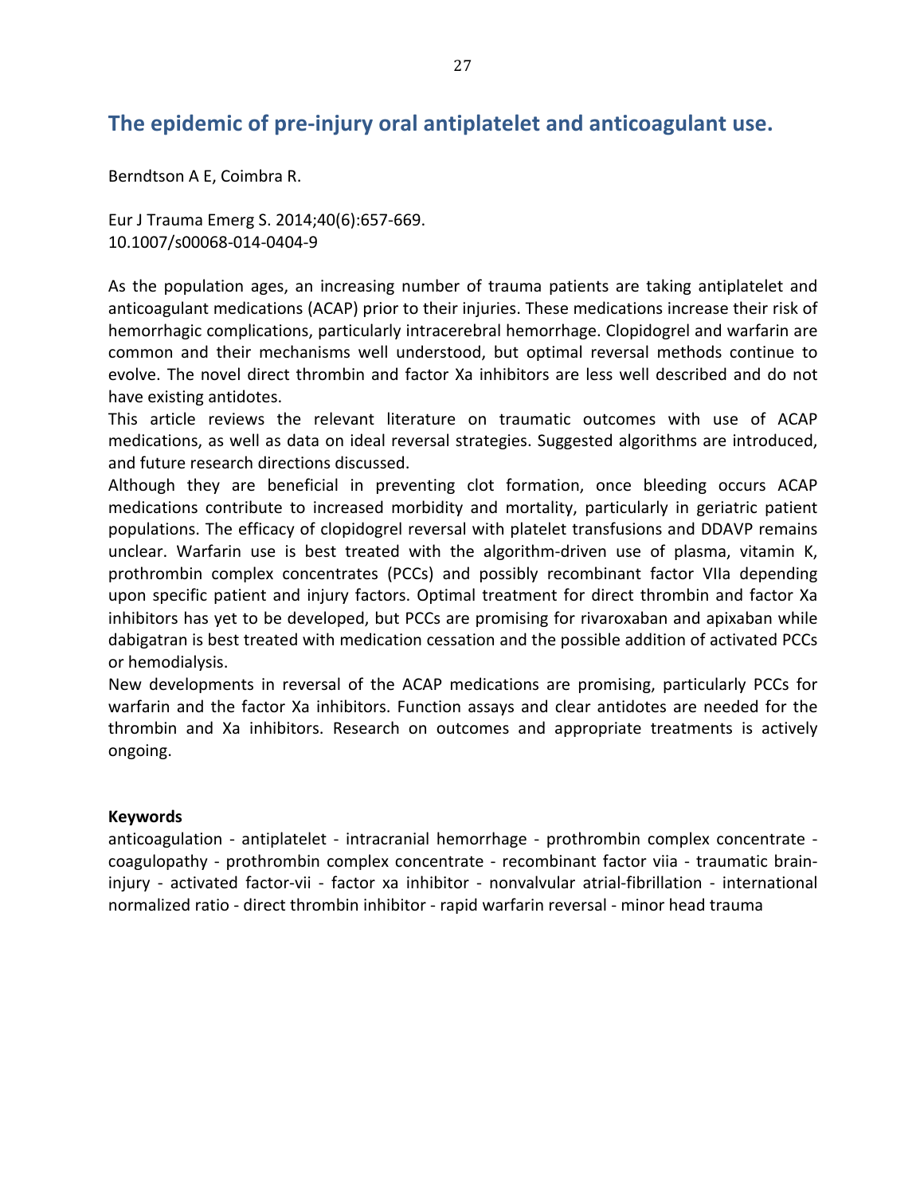## The epidemic of pre-injury oral antiplatelet and anticoagulant use.

Berndtson A E, Coimbra R.

Eur J Trauma Emerg S. 2014;40(6):657-669.
10.1007/s00068-014-0404-9

As the population ages, an increasing number of trauma patients are taking antiplatelet and anticoagulant medications (ACAP) prior to their injuries. These medications increase their risk of hemorrhagic complications, particularly intracerebral hemorrhage. Clopidogrel and warfarin are common and their mechanisms well understood, but optimal reversal methods continue to evolve. The novel direct thrombin and factor Xa inhibitors are less well described and do not have existing antidotes.

This article reviews the relevant literature on traumatic outcomes with use of ACAP medications, as well as data on ideal reversal strategies. Suggested algorithms are introduced, and future research directions discussed.

Although they are beneficial in preventing clot formation, once bleeding occurs ACAP medications contribute to increased morbidity and mortality, particularly in geriatric patient populations. The efficacy of clopidogrel reversal with platelet transfusions and DDAVP remains unclear. Warfarin use is best treated with the algorithm-driven use of plasma, vitamin K, prothrombin complex concentrates (PCCs) and possibly recombinant factor VIIa depending upon specific patient and injury factors. Optimal treatment for direct thrombin and factor Xa inhibitors has yet to be developed, but PCCs are promising for rivaroxaban and apixaban while dabigatran is best treated with medication cessation and the possible addition of activated PCCs or hemodialysis.

New developments in reversal of the ACAP medications are promising, particularly PCCs for warfarin and the factor Xa inhibitors. Function assays and clear antidotes are needed for the thrombin and Xa inhibitors. Research on outcomes and appropriate treatments is actively ongoing.

**Keywords**

anticoagulation - antiplatelet - intracranial hemorrhage - prothrombin complex concentrate - coagulopathy - prothrombin complex concentrate - recombinant factor viia - traumatic brain-injury - activated factor-vii - factor xa inhibitor - nonvalvular atrial-fibrillation - international normalized ratio - direct thrombin inhibitor - rapid warfarin reversal - minor head trauma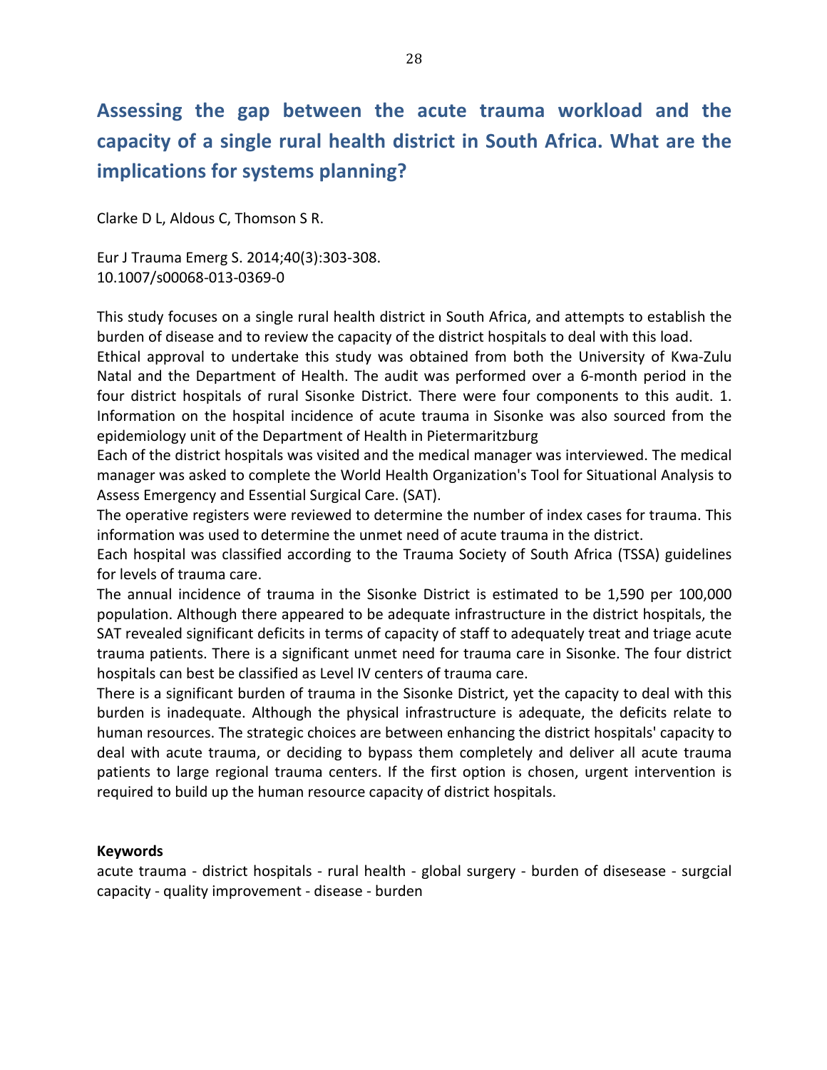# Assessing the gap between the acute trauma workload and the capacity of a single rural health district in South Africa. What are the implications for systems planning?

Clarke D L, Aldous C, Thomson S R.

Eur J Trauma Emerg S. 2014;40(3):303-308.
10.1007/s00068-013-0369-0

This study focuses on a single rural health district in South Africa, and attempts to establish the burden of disease and to review the capacity of the district hospitals to deal with this load.

Ethical approval to undertake this study was obtained from both the University of Kwa-Zulu Natal and the Department of Health. The audit was performed over a 6-month period in the four district hospitals of rural Sisonke District. There were four components to this audit. 1. Information on the hospital incidence of acute trauma in Sisonke was also sourced from the epidemiology unit of the Department of Health in Pietermaritzburg

Each of the district hospitals was visited and the medical manager was interviewed. The medical manager was asked to complete the World Health Organization's Tool for Situational Analysis to Assess Emergency and Essential Surgical Care. (SAT).

The operative registers were reviewed to determine the number of index cases for trauma. This information was used to determine the unmet need of acute trauma in the district.

Each hospital was classified according to the Trauma Society of South Africa (TSSA) guidelines for levels of trauma care.

The annual incidence of trauma in the Sisonke District is estimated to be 1,590 per 100,000 population. Although there appeared to be adequate infrastructure in the district hospitals, the SAT revealed significant deficits in terms of capacity of staff to adequately treat and triage acute trauma patients. There is a significant unmet need for trauma care in Sisonke. The four district hospitals can best be classified as Level IV centers of trauma care.

There is a significant burden of trauma in the Sisonke District, yet the capacity to deal with this burden is inadequate. Although the physical infrastructure is adequate, the deficits relate to human resources. The strategic choices are between enhancing the district hospitals' capacity to deal with acute trauma, or deciding to bypass them completely and deliver all acute trauma patients to large regional trauma centers. If the first option is chosen, urgent intervention is required to build up the human resource capacity of district hospitals.

**Keywords**

acute trauma - district hospitals - rural health - global surgery - burden of disesease - surgcial capacity - quality improvement - disease - burden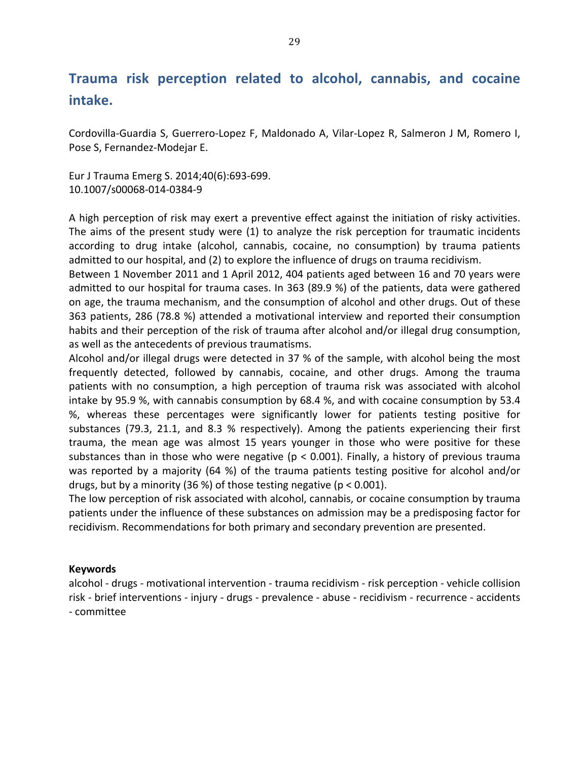# Trauma risk perception related to alcohol, cannabis, and cocaine intake.

Cordovilla-Guardia S, Guerrero-Lopez F, Maldonado A, Vilar-Lopez R, Salmeron J M, Romero I, Pose S, Fernandez-Modejar E.

Eur J Trauma Emerg S. 2014;40(6):693-699.
10.1007/s00068-014-0384-9

A high perception of risk may exert a preventive effect against the initiation of risky activities. The aims of the present study were (1) to analyze the risk perception for traumatic incidents according to drug intake (alcohol, cannabis, cocaine, no consumption) by trauma patients admitted to our hospital, and (2) to explore the influence of drugs on trauma recidivism.

Between 1 November 2011 and 1 April 2012, 404 patients aged between 16 and 70 years were admitted to our hospital for trauma cases. In 363 (89.9 %) of the patients, data were gathered on age, the trauma mechanism, and the consumption of alcohol and other drugs. Out of these 363 patients, 286 (78.8 %) attended a motivational interview and reported their consumption habits and their perception of the risk of trauma after alcohol and/or illegal drug consumption, as well as the antecedents of previous traumatisms.

Alcohol and/or illegal drugs were detected in 37 % of the sample, with alcohol being the most frequently detected, followed by cannabis, cocaine, and other drugs. Among the trauma patients with no consumption, a high perception of trauma risk was associated with alcohol intake by 95.9 %, with cannabis consumption by 68.4 %, and with cocaine consumption by 53.4 %, whereas these percentages were significantly lower for patients testing positive for substances (79.3, 21.1, and 8.3 % respectively). Among the patients experiencing their first trauma, the mean age was almost 15 years younger in those who were positive for these substances than in those who were negative ($p < 0.001$). Finally, a history of previous trauma was reported by a majority (64 %) of the trauma patients testing positive for alcohol and/or drugs, but by a minority (36 %) of those testing negative ($p < 0.001$).

The low perception of risk associated with alcohol, cannabis, or cocaine consumption by trauma patients under the influence of these substances on admission may be a predisposing factor for recidivism. Recommendations for both primary and secondary prevention are presented.

**Keywords**

alcohol - drugs - motivational intervention - trauma recidivism - risk perception - vehicle collision risk - brief interventions - injury - drugs - prevalence - abuse - recidivism - recurrence - accidents - committee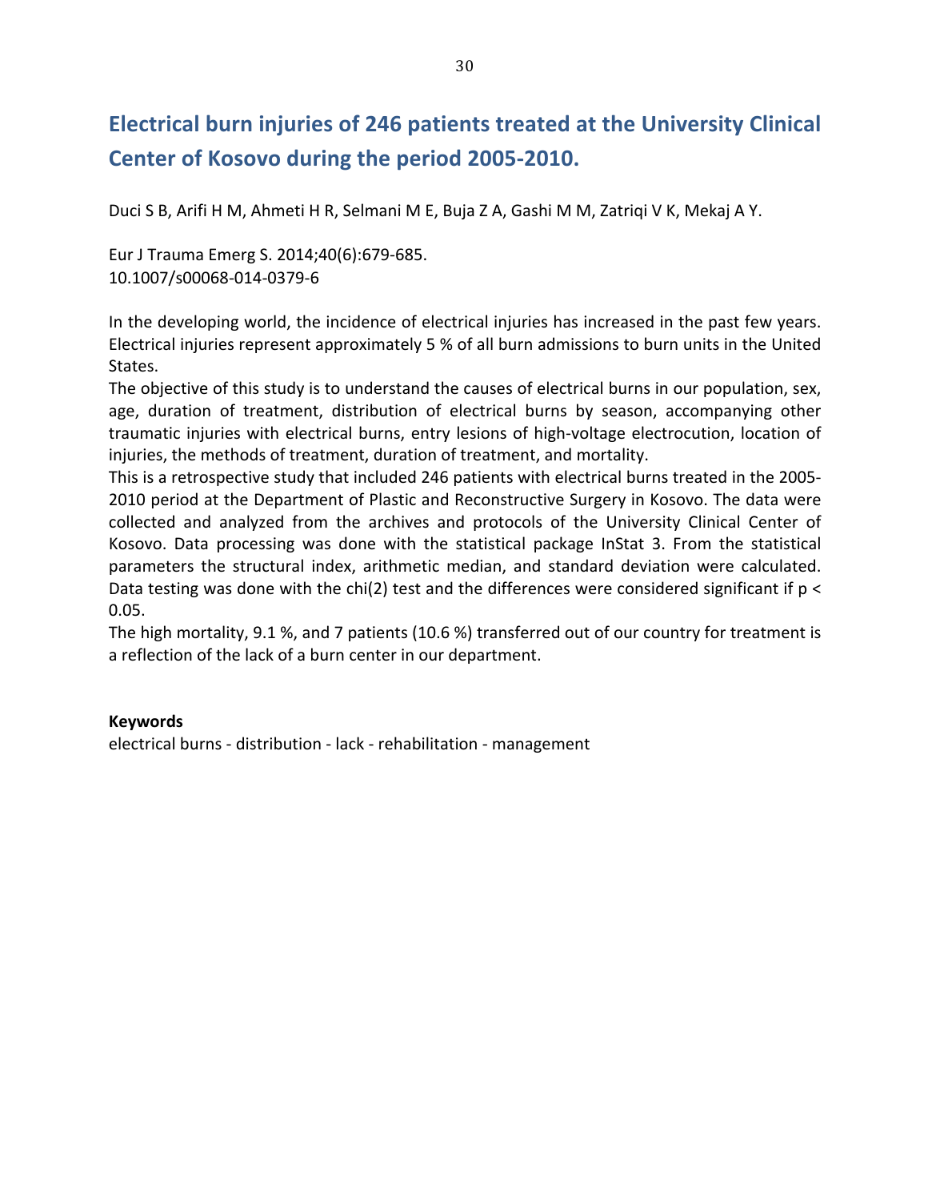# Electrical burn injuries of 246 patients treated at the University Clinical Center of Kosovo during the period 2005-2010.

Duci S B, Arifi H M, Ahmeti H R, Selmani M E, Buja Z A, Gashi M M, Zatriqi V K, Mekaj A Y.

Eur J Trauma Emerg S. 2014;40(6):679-685.
10.1007/s00068-014-0379-6

In the developing world, the incidence of electrical injuries has increased in the past few years. Electrical injuries represent approximately 5 % of all burn admissions to burn units in the United States.
The objective of this study is to understand the causes of electrical burns in our population, sex, age, duration of treatment, distribution of electrical burns by season, accompanying other traumatic injuries with electrical burns, entry lesions of high-voltage electrocution, location of injuries, the methods of treatment, duration of treatment, and mortality.
This is a retrospective study that included 246 patients with electrical burns treated in the 2005-2010 period at the Department of Plastic and Reconstructive Surgery in Kosovo. The data were collected and analyzed from the archives and protocols of the University Clinical Center of Kosovo. Data processing was done with the statistical package InStat 3. From the statistical parameters the structural index, arithmetic median, and standard deviation were calculated. Data testing was done with the chi(2) test and the differences were considered significant if $p < 0.05$.
The high mortality, 9.1 %, and 7 patients (10.6 %) transferred out of our country for treatment is a reflection of the lack of a burn center in our department.

**Keywords**
electrical burns - distribution - lack - rehabilitation - management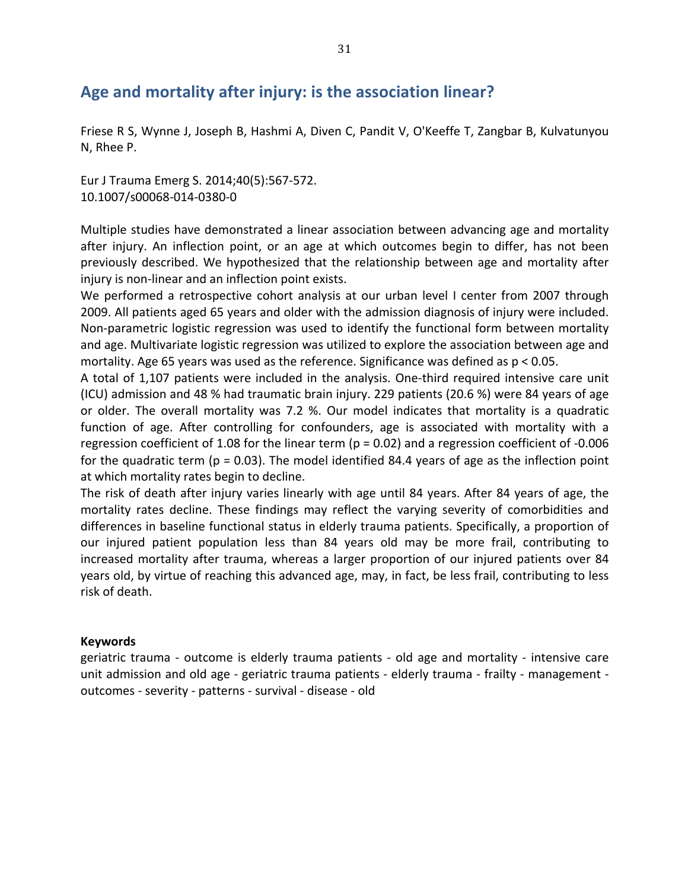## Age and mortality after injury: is the association linear?

Friese R S, Wynne J, Joseph B, Hashmi A, Diven C, Pandit V, O'Keeffe T, Zangbar B, Kulvatunyou N, Rhee P.

Eur J Trauma Emerg S. 2014;40(5):567-572.
10.1007/s00068-014-0380-0

Multiple studies have demonstrated a linear association between advancing age and mortality after injury. An inflection point, or an age at which outcomes begin to differ, has not been previously described. We hypothesized that the relationship between age and mortality after injury is non-linear and an inflection point exists.

We performed a retrospective cohort analysis at our urban level I center from 2007 through 2009. All patients aged 65 years and older with the admission diagnosis of injury were included. Non-parametric logistic regression was used to identify the functional form between mortality and age. Multivariate logistic regression was utilized to explore the association between age and mortality. Age 65 years was used as the reference. Significance was defined as $p < 0.05$.

A total of 1,107 patients were included in the analysis. One-third required intensive care unit (ICU) admission and 48 % had traumatic brain injury. 229 patients (20.6 %) were 84 years of age or older. The overall mortality was 7.2 %. Our model indicates that mortality is a quadratic function of age. After controlling for confounders, age is associated with mortality with a regression coefficient of 1.08 for the linear term ($p = 0.02$) and a regression coefficient of -0.006 for the quadratic term ($p = 0.03$). The model identified 84.4 years of age as the inflection point at which mortality rates begin to decline.

The risk of death after injury varies linearly with age until 84 years. After 84 years of age, the mortality rates decline. These findings may reflect the varying severity of comorbidities and differences in baseline functional status in elderly trauma patients. Specifically, a proportion of our injured patient population less than 84 years old may be more frail, contributing to increased mortality after trauma, whereas a larger proportion of our injured patients over 84 years old, by virtue of reaching this advanced age, may, in fact, be less frail, contributing to less risk of death.

**Keywords**

geriatric trauma - outcome is elderly trauma patients - old age and mortality - intensive care unit admission and old age - geriatric trauma patients - elderly trauma - frailty - management - outcomes - severity - patterns - survival - disease - old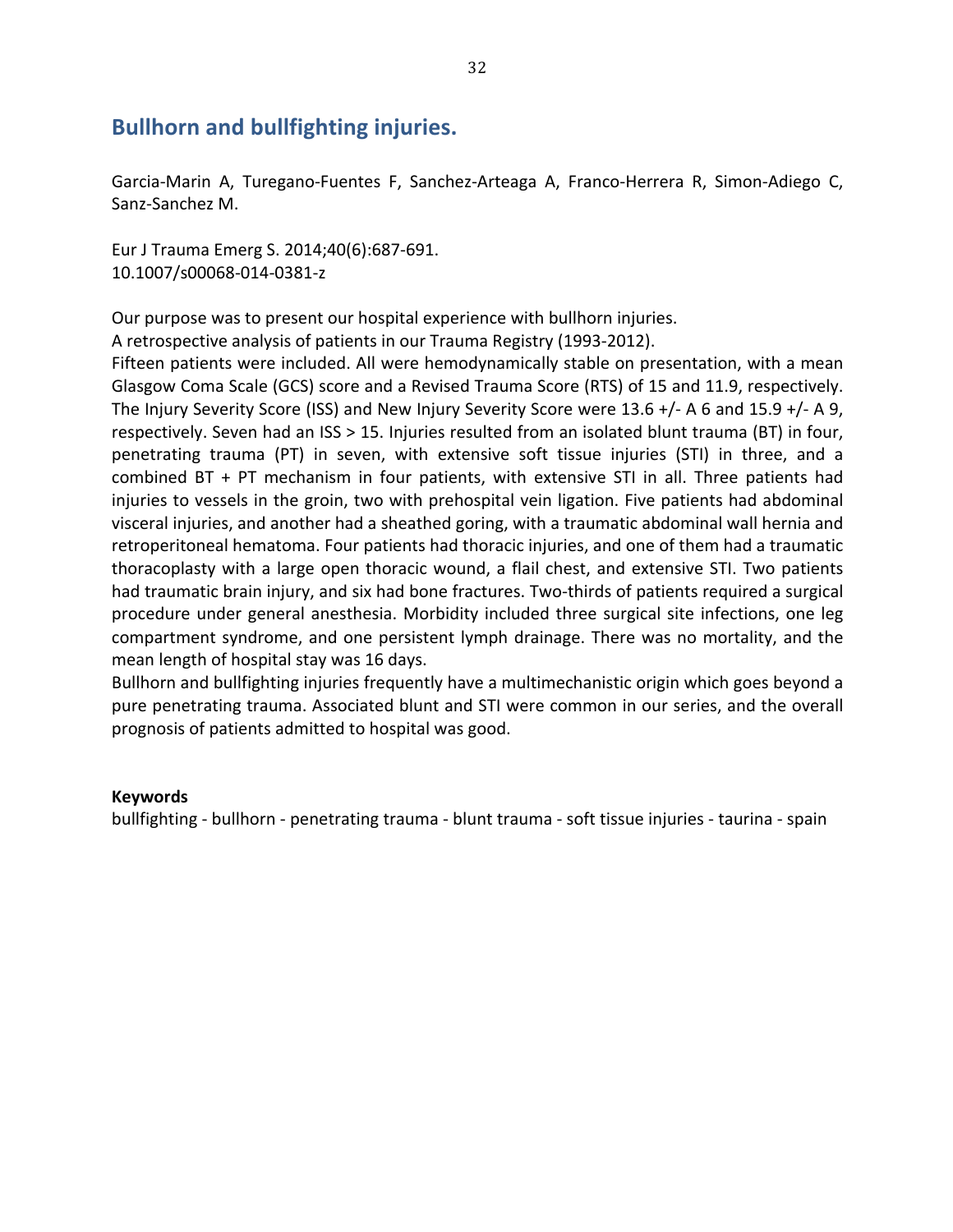## Bullhorn and bullfighting injuries.

Garcia-Marin A, Turegano-Fuentes F, Sanchez-Arteaga A, Franco-Herrera R, Simon-Adiego C, Sanz-Sanchez M.

Eur J Trauma Emerg S. 2014;40(6):687-691.
10.1007/s00068-014-0381-z

Our purpose was to present our hospital experience with bullhorn injuries.
A retrospective analysis of patients in our Trauma Registry (1993-2012).
Fifteen patients were included. All were hemodynamically stable on presentation, with a mean Glasgow Coma Scale (GCS) score and a Revised Trauma Score (RTS) of 15 and 11.9, respectively. The Injury Severity Score (ISS) and New Injury Severity Score were 13.6 +/- A 6 and 15.9 +/- A 9, respectively. Seven had an ISS > 15. Injuries resulted from an isolated blunt trauma (BT) in four, penetrating trauma (PT) in seven, with extensive soft tissue injuries (STI) in three, and a combined BT + PT mechanism in four patients, with extensive STI in all. Three patients had injuries to vessels in the groin, two with prehospital vein ligation. Five patients had abdominal visceral injuries, and another had a sheathed goring, with a traumatic abdominal wall hernia and retroperitoneal hematoma. Four patients had thoracic injuries, and one of them had a traumatic thoracoplasty with a large open thoracic wound, a flail chest, and extensive STI. Two patients had traumatic brain injury, and six had bone fractures. Two-thirds of patients required a surgical procedure under general anesthesia. Morbidity included three surgical site infections, one leg compartment syndrome, and one persistent lymph drainage. There was no mortality, and the mean length of hospital stay was 16 days.
Bullhorn and bullfighting injuries frequently have a multimechanistic origin which goes beyond a pure penetrating trauma. Associated blunt and STI were common in our series, and the overall prognosis of patients admitted to hospital was good.

**Keywords**
bullfighting - bullhorn - penetrating trauma - blunt trauma - soft tissue injuries - taurina - spain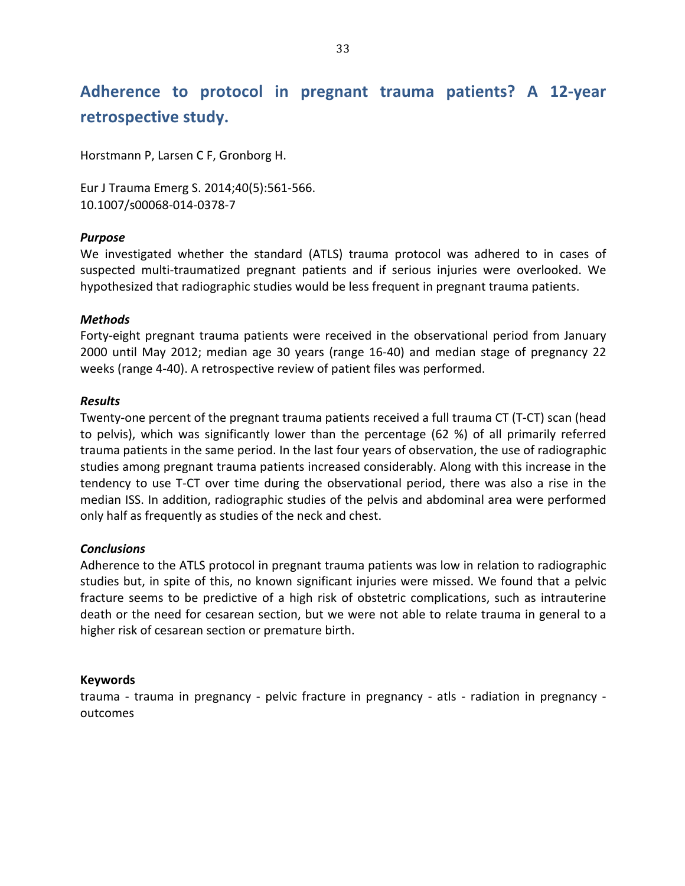# Adherence to protocol in pregnant trauma patients? A 12-year retrospective study.

Horstmann P, Larsen C F, Gronborg H.

Eur J Trauma Emerg S. 2014;40(5):561-566.
10.1007/s00068-014-0378-7

### *Purpose*

We investigated whether the standard (ATLS) trauma protocol was adhered to in cases of suspected multi-traumatized pregnant patients and if serious injuries were overlooked. We hypothesized that radiographic studies would be less frequent in pregnant trauma patients.

### *Methods*

Forty-eight pregnant trauma patients were received in the observational period from January 2000 until May 2012; median age 30 years (range 16-40) and median stage of pregnancy 22 weeks (range 4-40). A retrospective review of patient files was performed.

### *Results*

Twenty-one percent of the pregnant trauma patients received a full trauma CT (T-CT) scan (head to pelvis), which was significantly lower than the percentage (62 %) of all primarily referred trauma patients in the same period. In the last four years of observation, the use of radiographic studies among pregnant trauma patients increased considerably. Along with this increase in the tendency to use T-CT over time during the observational period, there was also a rise in the median ISS. In addition, radiographic studies of the pelvis and abdominal area were performed only half as frequently as studies of the neck and chest.

### *Conclusions*

Adherence to the ATLS protocol in pregnant trauma patients was low in relation to radiographic studies but, in spite of this, no known significant injuries were missed. We found that a pelvic fracture seems to be predictive of a high risk of obstetric complications, such as intrauterine death or the need for cesarean section, but we were not able to relate trauma in general to a higher risk of cesarean section or premature birth.

**Keywords**

trauma - trauma in pregnancy - pelvic fracture in pregnancy - atls - radiation in pregnancy - outcomes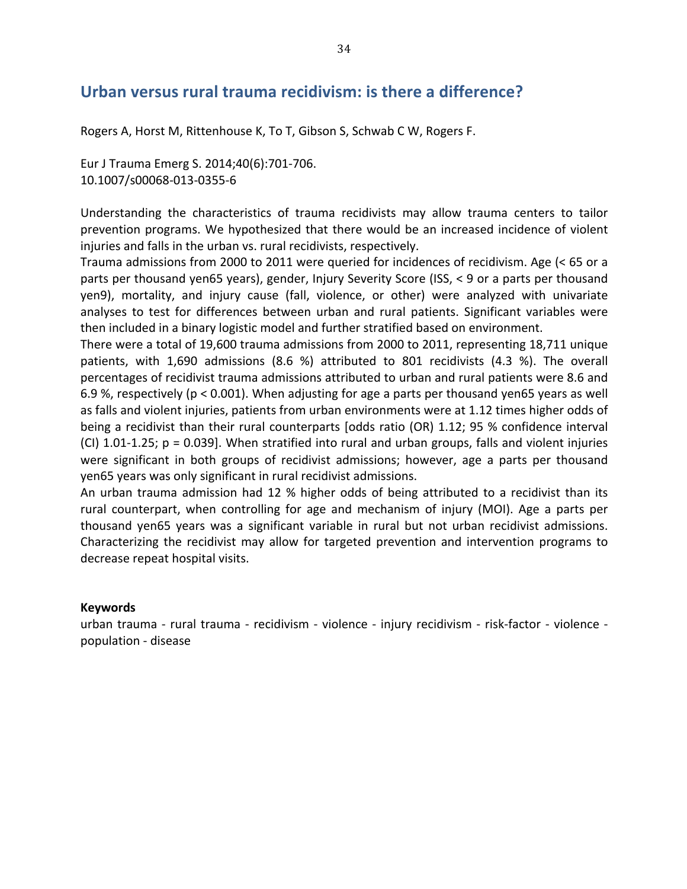## Urban versus rural trauma recidivism: is there a difference?

Rogers A, Horst M, Rittenhouse K, To T, Gibson S, Schwab C W, Rogers F.

Eur J Trauma Emerg S. 2014;40(6):701-706.
10.1007/s00068-013-0355-6

Understanding the characteristics of trauma recidivists may allow trauma centers to tailor prevention programs. We hypothesized that there would be an increased incidence of violent injuries and falls in the urban vs. rural recidivists, respectively.
Trauma admissions from 2000 to 2011 were queried for incidences of recidivism. Age (< 65 or a parts per thousand yen65 years), gender, Injury Severity Score (ISS, < 9 or a parts per thousand yen9), mortality, and injury cause (fall, violence, or other) were analyzed with univariate analyses to test for differences between urban and rural patients. Significant variables were then included in a binary logistic model and further stratified based on environment.
There were a total of 19,600 trauma admissions from 2000 to 2011, representing 18,711 unique patients, with 1,690 admissions (8.6 %) attributed to 801 recidivists (4.3 %). The overall percentages of recidivist trauma admissions attributed to urban and rural patients were 8.6 and 6.9 %, respectively ($p < 0.001$). When adjusting for age a parts per thousand yen65 years as well as falls and violent injuries, patients from urban environments were at 1.12 times higher odds of being a recidivist than their rural counterparts [odds ratio (OR) 1.12; 95 % confidence interval (CI) 1.01-1.25; $p = 0.039$]. When stratified into rural and urban groups, falls and violent injuries were significant in both groups of recidivist admissions; however, age a parts per thousand yen65 years was only significant in rural recidivist admissions.
An urban trauma admission had 12 % higher odds of being attributed to a recidivist than its rural counterpart, when controlling for age and mechanism of injury (MOI). Age a parts per thousand yen65 years was a significant variable in rural but not urban recidivist admissions. Characterizing the recidivist may allow for targeted prevention and intervention programs to decrease repeat hospital visits.

**Keywords**
urban trauma - rural trauma - recidivism - violence - injury recidivism - risk-factor - violence - population - disease